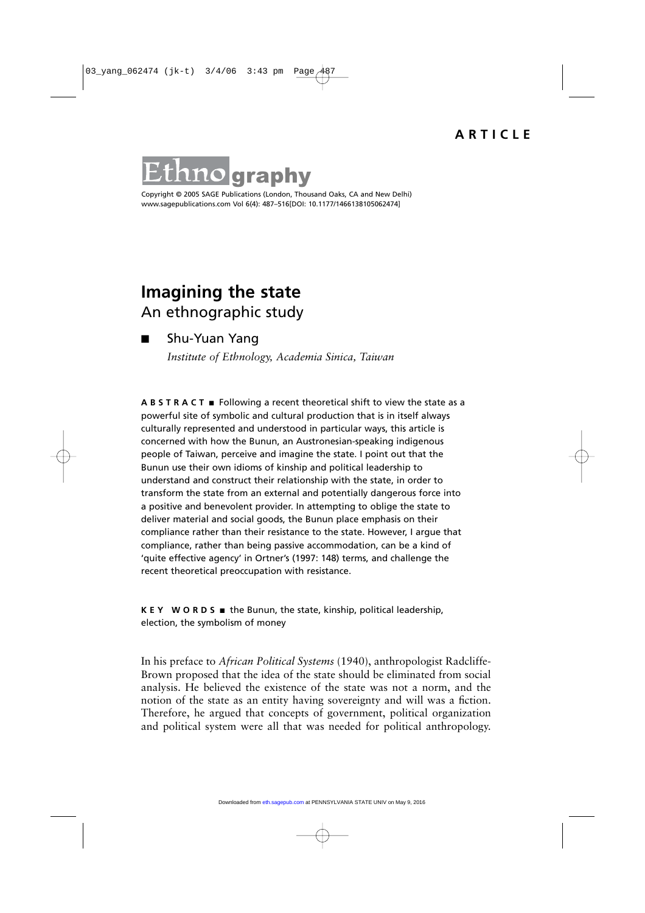**ARTICLE**

Ethnography

Copyright © 2005 SAGE Publications (London, Thousand Oaks, CA and New Delhi)
www.sagepublications.com Vol 6(4): 487–516[DOI: 10.1177/1466138105062474]

# Imagining the state

## An ethnographic study

■ Shu-Yuan Yang

*Institute of Ethnology, Academia Sinica, Taiwan*

**ABSTRACT** ■ Following a recent theoretical shift to view the state as a powerful site of symbolic and cultural production that is in itself always culturally represented and understood in particular ways, this article is concerned with how the Bunun, an Austronesian-speaking indigenous people of Taiwan, perceive and imagine the state. I point out that the Bunun use their own idioms of kinship and political leadership to understand and construct their relationship with the state, in order to transform the state from an external and potentially dangerous force into a positive and benevolent provider. In attempting to oblige the state to deliver material and social goods, the Bunun place emphasis on their compliance rather than their resistance to the state. However, I argue that compliance, rather than being passive accommodation, can be a kind of 'quite effective agency' in Ortner's (1997: 148) terms, and challenge the recent theoretical preoccupation with resistance.

**KEY WORDS** ■ the Bunun, the state, kinship, political leadership, election, the symbolism of money

In his preface to *African Political Systems* (1940), anthropologist Radcliffe-Brown proposed that the idea of the state should be eliminated from social analysis. He believed the existence of the state was not a norm, and the notion of the state as an entity having sovereignty and will was a fiction. Therefore, he argued that concepts of government, political organization and political system were all that was needed for political anthropology.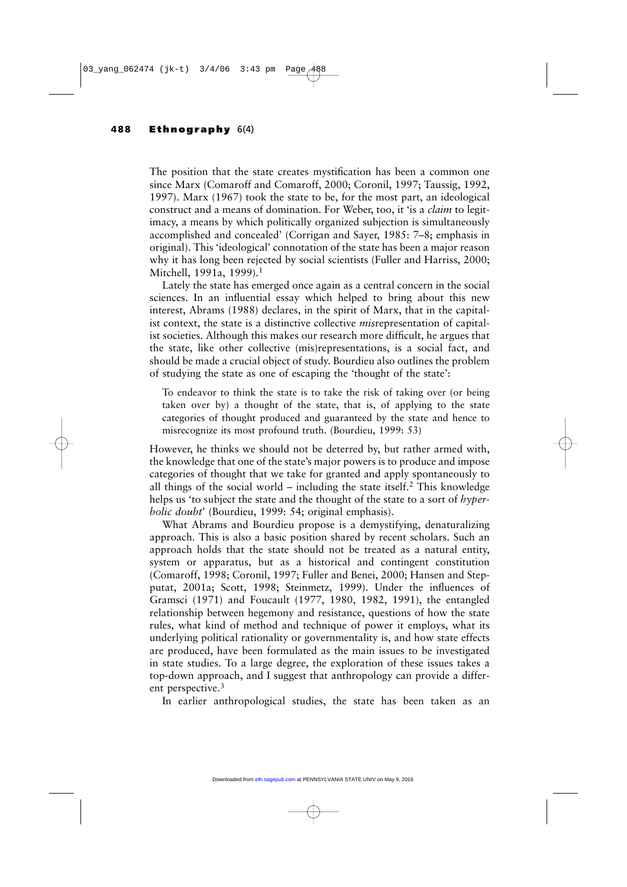The position that the state creates mystification has been a common one since Marx (Comaroff and Comaroff, 2000; Coronil, 1997; Taussig, 1992, 1997). Marx (1967) took the state to be, for the most part, an ideological construct and a means of domination. For Weber, too, it 'is a *claim* to legitimacy, a means by which politically organized subjection is simultaneously accomplished and concealed' (Corrigan and Sayer, 1985: 7–8; emphasis in original). This 'ideological' connotation of the state has been a major reason why it has long been rejected by social scientists (Fuller and Harriss, 2000; Mitchell, 1991a, 1999).[1]

Lately the state has emerged once again as a central concern in the social sciences. In an influential essay which helped to bring about this new interest, Abrams (1988) declares, in the spirit of Marx, that in the capitalist context, the state is a distinctive collective *mis*representation of capitalist societies. Although this makes our research more difficult, he argues that the state, like other collective (mis)representations, is a social fact, and should be made a crucial object of study. Bourdieu also outlines the problem of studying the state as one of escaping the 'thought of the state':

> To endeavor to think the state is to take the risk of taking over (or being taken over by) a thought of the state, that is, of applying to the state categories of thought produced and guaranteed by the state and hence to misrecognize its most profound truth. (Bourdieu, 1999: 53)

However, he thinks we should not be deterred by, but rather armed with, the knowledge that one of the state's major powers is to produce and impose categories of thought that we take for granted and apply spontaneously to all things of the social world – including the state itself.[2] This knowledge helps us 'to subject the state and the thought of the state to a sort of *hyperbolic doubt*' (Bourdieu, 1999: 54; original emphasis).

What Abrams and Bourdieu propose is a demystifying, denaturalizing approach. This is also a basic position shared by recent scholars. Such an approach holds that the state should not be treated as a natural entity, system or apparatus, but as a historical and contingent constitution (Comaroff, 1998; Coronil, 1997; Fuller and Benei, 2000; Hansen and Stepputat, 2001a; Scott, 1998; Steinmetz, 1999). Under the influences of Gramsci (1971) and Foucault (1977, 1980, 1982, 1991), the entangled relationship between hegemony and resistance, questions of how the state rules, what kind of method and technique of power it employs, what its underlying political rationality or governmentality is, and how state effects are produced, have been formulated as the main issues to be investigated in state studies. To a large degree, the exploration of these issues takes a top-down approach, and I suggest that anthropology can provide a different perspective.[3]

In earlier anthropological studies, the state has been taken as an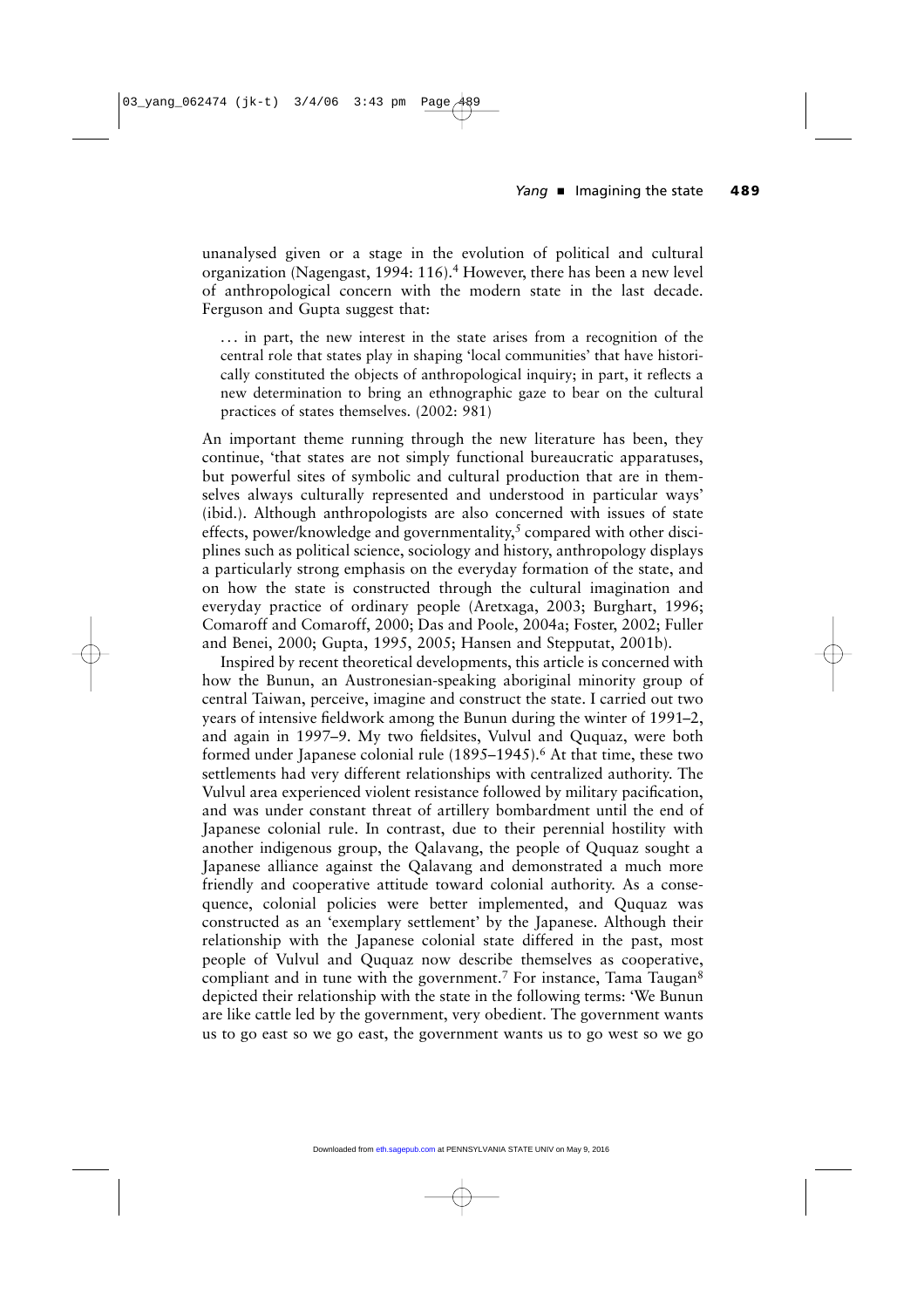unanalysed given or a stage in the evolution of political and cultural organization (Nagengast, 1994: 116).[4] However, there has been a new level of anthropological concern with the modern state in the last decade. Ferguson and Gupta suggest that:

> . . . in part, the new interest in the state arises from a recognition of the central role that states play in shaping 'local communities' that have historically constituted the objects of anthropological inquiry; in part, it reflects a new determination to bring an ethnographic gaze to bear on the cultural practices of states themselves. (2002: 981)

An important theme running through the new literature has been, they continue, 'that states are not simply functional bureaucratic apparatuses, but powerful sites of symbolic and cultural production that are in themselves always culturally represented and understood in particular ways' (ibid.). Although anthropologists are also concerned with issues of state effects, power/knowledge and governmentality,[5] compared with other disciplines such as political science, sociology and history, anthropology displays a particularly strong emphasis on the everyday formation of the state, and on how the state is constructed through the cultural imagination and everyday practice of ordinary people (Aretxaga, 2003; Burghart, 1996; Comaroff and Comaroff, 2000; Das and Poole, 2004a; Foster, 2002; Fuller and Benei, 2000; Gupta, 1995, 2005; Hansen and Stepputat, 2001b).

Inspired by recent theoretical developments, this article is concerned with how the Bunun, an Austronesian-speaking aboriginal minority group of central Taiwan, perceive, imagine and construct the state. I carried out two years of intensive fieldwork among the Bunun during the winter of 1991–2, and again in 1997–9. My two fieldsites, Vulvul and Ququaz, were both formed under Japanese colonial rule (1895–1945).[6] At that time, these two settlements had very different relationships with centralized authority. The Vulvul area experienced violent resistance followed by military pacification, and was under constant threat of artillery bombardment until the end of Japanese colonial rule. In contrast, due to their perennial hostility with another indigenous group, the Qalavang, the people of Ququaz sought a Japanese alliance against the Qalavang and demonstrated a much more friendly and cooperative attitude toward colonial authority. As a consequence, colonial policies were better implemented, and Ququaz was constructed as an 'exemplary settlement' by the Japanese. Although their relationship with the Japanese colonial state differed in the past, most people of Vulvul and Ququaz now describe themselves as cooperative, compliant and in tune with the government.[7] For instance, Tama Taugan[8] depicted their relationship with the state in the following terms: 'We Bunun are like cattle led by the government, very obedient. The government wants us to go east so we go east, the government wants us to go west so we go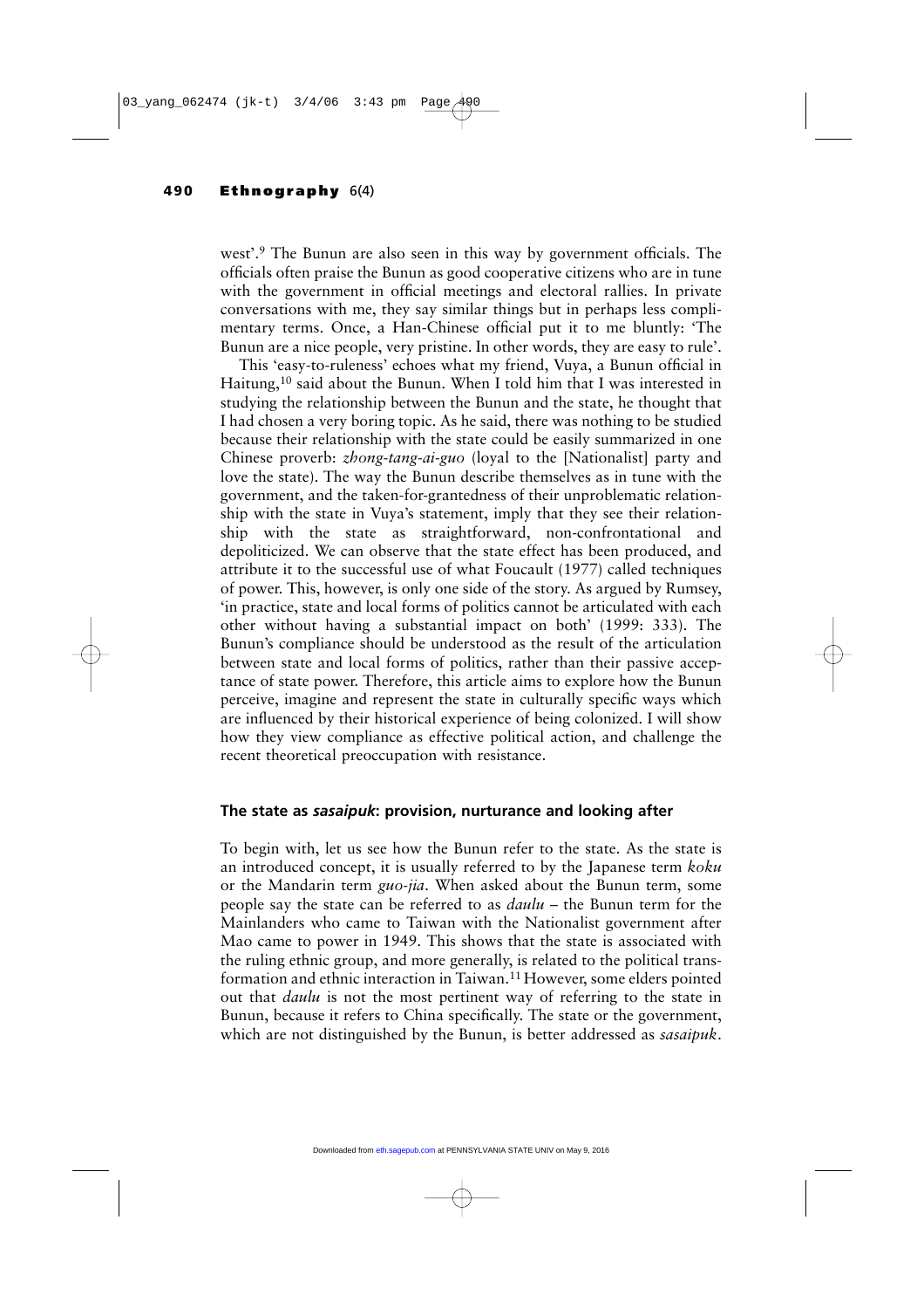west'.[9] The Bunun are also seen in this way by government officials. The officials often praise the Bunun as good cooperative citizens who are in tune with the government in official meetings and electoral rallies. In private conversations with me, they say similar things but in perhaps less complimentary terms. Once, a Han-Chinese official put it to me bluntly: 'The Bunun are a nice people, very pristine. In other words, they are easy to rule'.

This 'easy-to-ruleness' echoes what my friend, Vuya, a Bunun official in Haitung,[10] said about the Bunun. When I told him that I was interested in studying the relationship between the Bunun and the state, he thought that I had chosen a very boring topic. As he said, there was nothing to be studied because their relationship with the state could be easily summarized in one Chinese proverb: *zhong-tang-ai-guo* (loyal to the [Nationalist] party and love the state). The way the Bunun describe themselves as in tune with the government, and the taken-for-grantedness of their unproblematic relationship with the state in Vuya's statement, imply that they see their relationship with the state as straightforward, non-confrontational and depoliticized. We can observe that the state effect has been produced, and attribute it to the successful use of what Foucault (1977) called techniques of power. This, however, is only one side of the story. As argued by Rumsey, 'in practice, state and local forms of politics cannot be articulated with each other without having a substantial impact on both' (1999: 333). The Bunun's compliance should be understood as the result of the articulation between state and local forms of politics, rather than their passive acceptance of state power. Therefore, this article aims to explore how the Bunun perceive, imagine and represent the state in culturally specific ways which are influenced by their historical experience of being colonized. I will show how they view compliance as effective political action, and challenge the recent theoretical preoccupation with resistance.

## The state as *sasaipuk*: provision, nurturance and looking after

To begin with, let us see how the Bunun refer to the state. As the state is an introduced concept, it is usually referred to by the Japanese term *koku* or the Mandarin term *guo-jia*. When asked about the Bunun term, some people say the state can be referred to as *daulu* – the Bunun term for the Mainlanders who came to Taiwan with the Nationalist government after Mao came to power in 1949. This shows that the state is associated with the ruling ethnic group, and more generally, is related to the political transformation and ethnic interaction in Taiwan.[11] However, some elders pointed out that *daulu* is not the most pertinent way of referring to the state in Bunun, because it refers to China specifically. The state or the government, which are not distinguished by the Bunun, is better addressed as *sasaipuk*.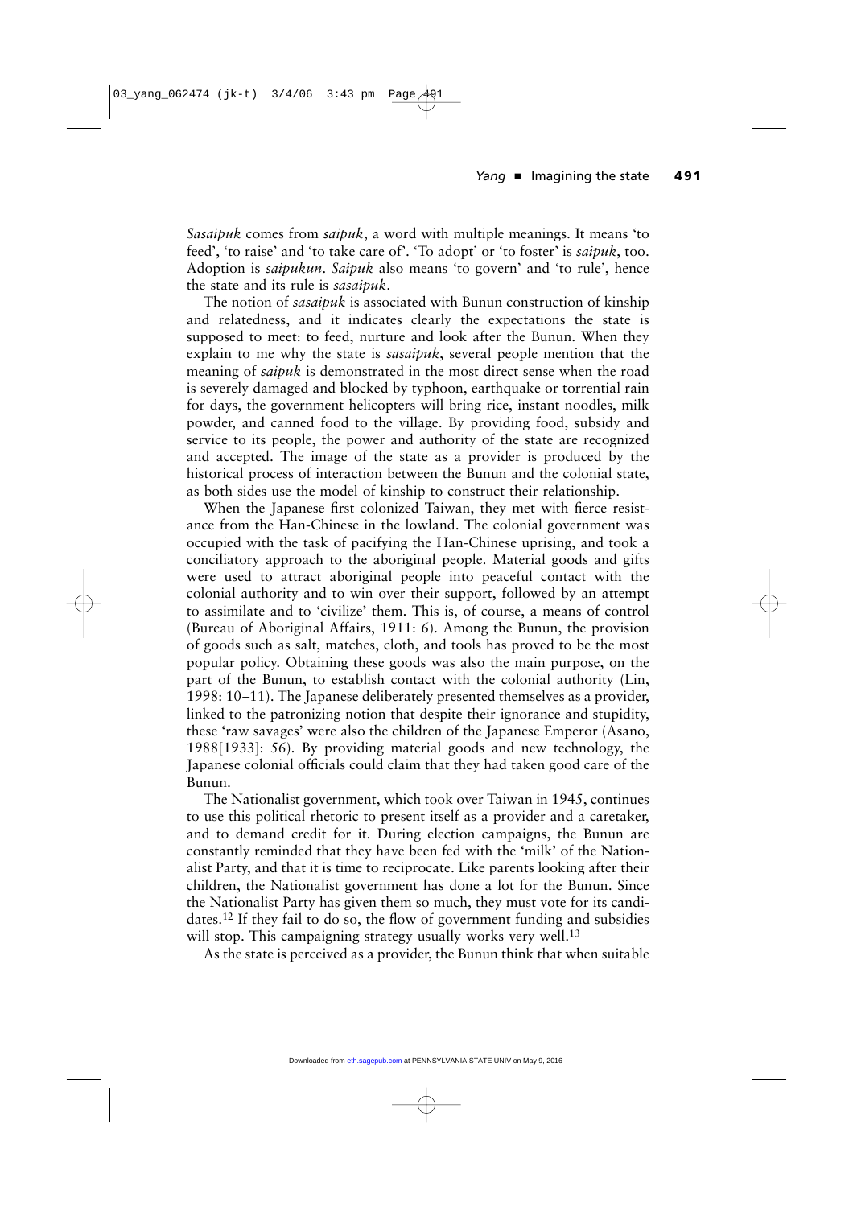*Sasaipuk* comes from *saipuk*, a word with multiple meanings. It means 'to feed', 'to raise' and 'to take care of'. 'To adopt' or 'to foster' is *saipuk*, too. Adoption is *saipukun*. *Saipuk* also means 'to govern' and 'to rule', hence the state and its rule is *sasaipuk*.

The notion of *sasaipuk* is associated with Bunun construction of kinship and relatedness, and it indicates clearly the expectations the state is supposed to meet: to feed, nurture and look after the Bunun. When they explain to me why the state is *sasaipuk*, several people mention that the meaning of *saipuk* is demonstrated in the most direct sense when the road is severely damaged and blocked by typhoon, earthquake or torrential rain for days, the government helicopters will bring rice, instant noodles, milk powder, and canned food to the village. By providing food, subsidy and service to its people, the power and authority of the state are recognized and accepted. The image of the state as a provider is produced by the historical process of interaction between the Bunun and the colonial state, as both sides use the model of kinship to construct their relationship.

When the Japanese first colonized Taiwan, they met with fierce resistance from the Han-Chinese in the lowland. The colonial government was occupied with the task of pacifying the Han-Chinese uprising, and took a conciliatory approach to the aboriginal people. Material goods and gifts were used to attract aboriginal people into peaceful contact with the colonial authority and to win over their support, followed by an attempt to assimilate and to 'civilize' them. This is, of course, a means of control (Bureau of Aboriginal Affairs, 1911: 6). Among the Bunun, the provision of goods such as salt, matches, cloth, and tools has proved to be the most popular policy. Obtaining these goods was also the main purpose, on the part of the Bunun, to establish contact with the colonial authority (Lin, 1998: 10–11). The Japanese deliberately presented themselves as a provider, linked to the patronizing notion that despite their ignorance and stupidity, these 'raw savages' were also the children of the Japanese Emperor (Asano, 1988[1933]: 56). By providing material goods and new technology, the Japanese colonial officials could claim that they had taken good care of the Bunun.

The Nationalist government, which took over Taiwan in 1945, continues to use this political rhetoric to present itself as a provider and a caretaker, and to demand credit for it. During election campaigns, the Bunun are constantly reminded that they have been fed with the 'milk' of the Nationalist Party, and that it is time to reciprocate. Like parents looking after their children, the Nationalist government has done a lot for the Bunun. Since the Nationalist Party has given them so much, they must vote for its candidates.[12] If they fail to do so, the flow of government funding and subsidies will stop. This campaigning strategy usually works very well.[13]

As the state is perceived as a provider, the Bunun think that when suitable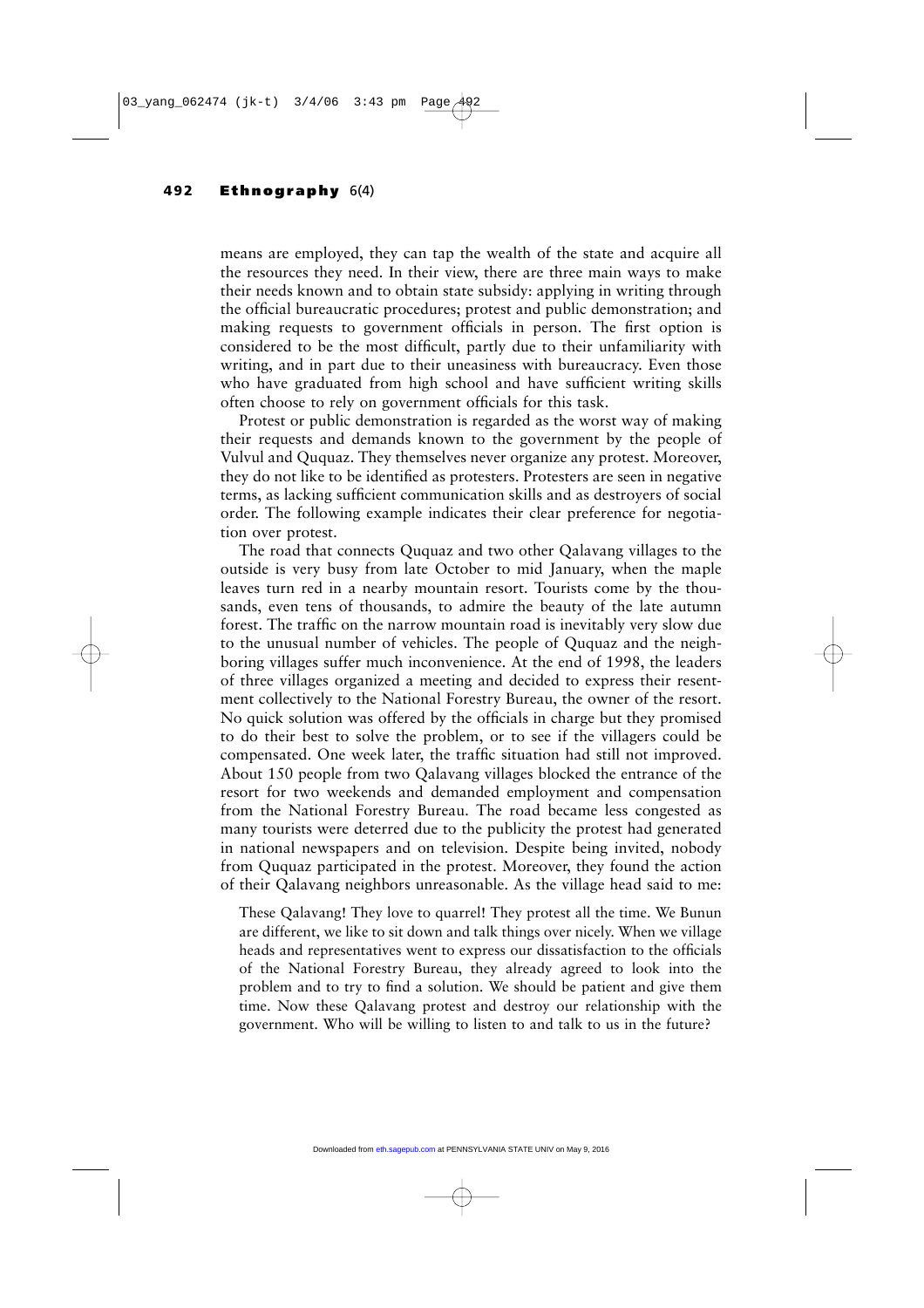means are employed, they can tap the wealth of the state and acquire all the resources they need. In their view, there are three main ways to make their needs known and to obtain state subsidy: applying in writing through the official bureaucratic procedures; protest and public demonstration; and making requests to government officials in person. The first option is considered to be the most difficult, partly due to their unfamiliarity with writing, and in part due to their uneasiness with bureaucracy. Even those who have graduated from high school and have sufficient writing skills often choose to rely on government officials for this task.

Protest or public demonstration is regarded as the worst way of making their requests and demands known to the government by the people of Vulvul and Ququaz. They themselves never organize any protest. Moreover, they do not like to be identified as protesters. Protesters are seen in negative terms, as lacking sufficient communication skills and as destroyers of social order. The following example indicates their clear preference for negotiation over protest.

The road that connects Ququaz and two other Qalavang villages to the outside is very busy from late October to mid January, when the maple leaves turn red in a nearby mountain resort. Tourists come by the thousands, even tens of thousands, to admire the beauty of the late autumn forest. The traffic on the narrow mountain road is inevitably very slow due to the unusual number of vehicles. The people of Ququaz and the neighboring villages suffer much inconvenience. At the end of 1998, the leaders of three villages organized a meeting and decided to express their resentment collectively to the National Forestry Bureau, the owner of the resort. No quick solution was offered by the officials in charge but they promised to do their best to solve the problem, or to see if the villagers could be compensated. One week later, the traffic situation had still not improved. About 150 people from two Qalavang villages blocked the entrance of the resort for two weekends and demanded employment and compensation from the National Forestry Bureau. The road became less congested as many tourists were deterred due to the publicity the protest had generated in national newspapers and on television. Despite being invited, nobody from Ququaz participated in the protest. Moreover, they found the action of their Qalavang neighbors unreasonable. As the village head said to me:

> These Qalavang! They love to quarrel! They protest all the time. We Bunun are different, we like to sit down and talk things over nicely. When we village heads and representatives went to express our dissatisfaction to the officials of the National Forestry Bureau, they already agreed to look into the problem and to try to find a solution. We should be patient and give them time. Now these Qalavang protest and destroy our relationship with the government. Who will be willing to listen to and talk to us in the future?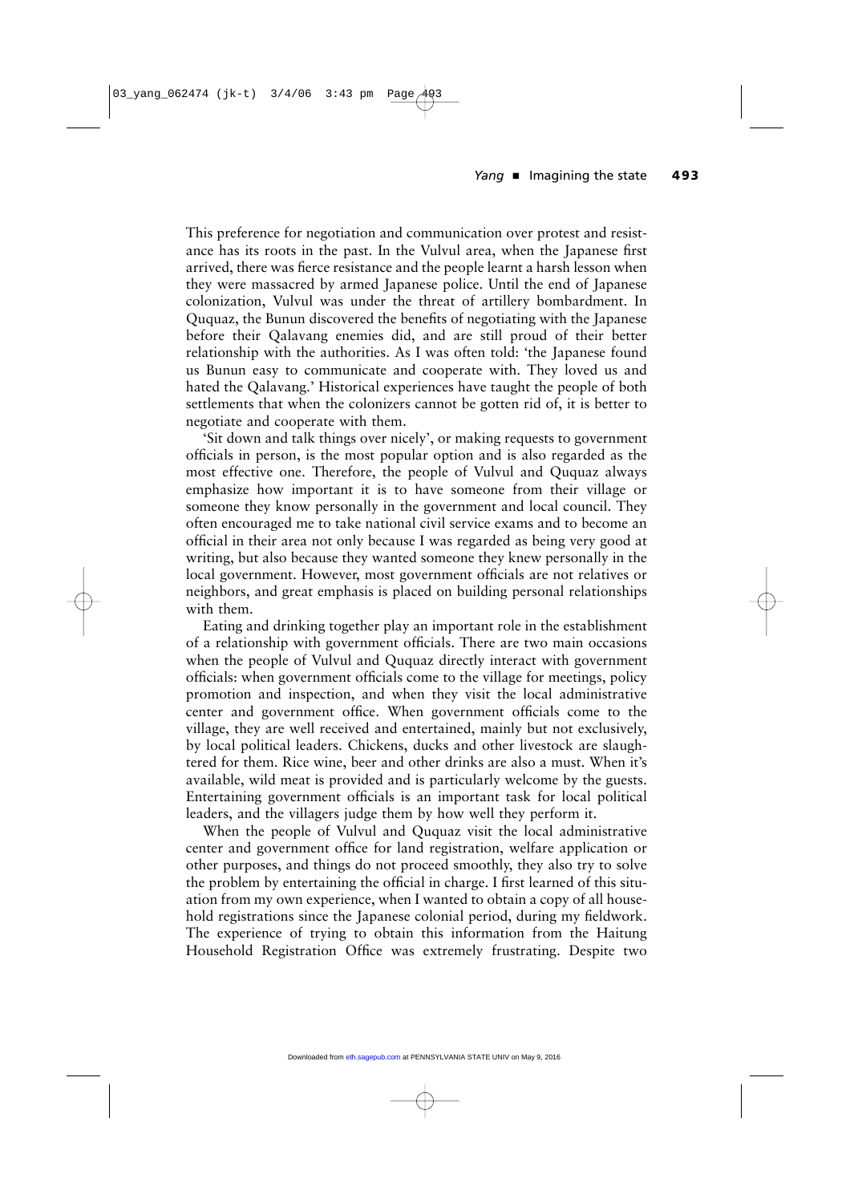This preference for negotiation and communication over protest and resistance has its roots in the past. In the Vulvul area, when the Japanese first arrived, there was fierce resistance and the people learnt a harsh lesson when they were massacred by armed Japanese police. Until the end of Japanese colonization, Vulvul was under the threat of artillery bombardment. In Ququaz, the Bunun discovered the benefits of negotiating with the Japanese before their Qalavang enemies did, and are still proud of their better relationship with the authorities. As I was often told: 'the Japanese found us Bunun easy to communicate and cooperate with. They loved us and hated the Qalavang.' Historical experiences have taught the people of both settlements that when the colonizers cannot be gotten rid of, it is better to negotiate and cooperate with them.

'Sit down and talk things over nicely', or making requests to government officials in person, is the most popular option and is also regarded as the most effective one. Therefore, the people of Vulvul and Ququaz always emphasize how important it is to have someone from their village or someone they know personally in the government and local council. They often encouraged me to take national civil service exams and to become an official in their area not only because I was regarded as being very good at writing, but also because they wanted someone they knew personally in the local government. However, most government officials are not relatives or neighbors, and great emphasis is placed on building personal relationships with them.

Eating and drinking together play an important role in the establishment of a relationship with government officials. There are two main occasions when the people of Vulvul and Ququaz directly interact with government officials: when government officials come to the village for meetings, policy promotion and inspection, and when they visit the local administrative center and government office. When government officials come to the village, they are well received and entertained, mainly but not exclusively, by local political leaders. Chickens, ducks and other livestock are slaughtered for them. Rice wine, beer and other drinks are also a must. When it's available, wild meat is provided and is particularly welcome by the guests. Entertaining government officials is an important task for local political leaders, and the villagers judge them by how well they perform it.

When the people of Vulvul and Ququaz visit the local administrative center and government office for land registration, welfare application or other purposes, and things do not proceed smoothly, they also try to solve the problem by entertaining the official in charge. I first learned of this situation from my own experience, when I wanted to obtain a copy of all household registrations since the Japanese colonial period, during my fieldwork. The experience of trying to obtain this information from the Haitung Household Registration Office was extremely frustrating. Despite two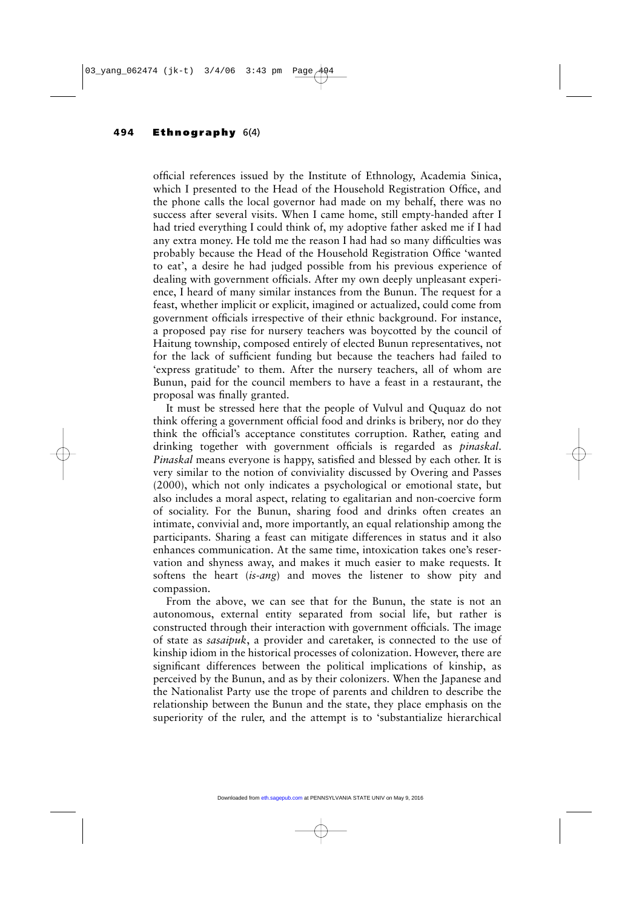official references issued by the Institute of Ethnology, Academia Sinica, which I presented to the Head of the Household Registration Office, and the phone calls the local governor had made on my behalf, there was no success after several visits. When I came home, still empty-handed after I had tried everything I could think of, my adoptive father asked me if I had any extra money. He told me the reason I had had so many difficulties was probably because the Head of the Household Registration Office 'wanted to eat', a desire he had judged possible from his previous experience of dealing with government officials. After my own deeply unpleasant experience, I heard of many similar instances from the Bunun. The request for a feast, whether implicit or explicit, imagined or actualized, could come from government officials irrespective of their ethnic background. For instance, a proposed pay rise for nursery teachers was boycotted by the council of Haitung township, composed entirely of elected Bunun representatives, not for the lack of sufficient funding but because the teachers had failed to 'express gratitude' to them. After the nursery teachers, all of whom are Bunun, paid for the council members to have a feast in a restaurant, the proposal was finally granted.

It must be stressed here that the people of Vulvul and Ququaz do not think offering a government official food and drinks is bribery, nor do they think the official's acceptance constitutes corruption. Rather, eating and drinking together with government officials is regarded as *pinaskal*. *Pinaskal* means everyone is happy, satisfied and blessed by each other. It is very similar to the notion of conviviality discussed by Overing and Passes (2000), which not only indicates a psychological or emotional state, but also includes a moral aspect, relating to egalitarian and non-coercive form of sociality. For the Bunun, sharing food and drinks often creates an intimate, convivial and, more importantly, an equal relationship among the participants. Sharing a feast can mitigate differences in status and it also enhances communication. At the same time, intoxication takes one's reservation and shyness away, and makes it much easier to make requests. It softens the heart (*is-ang*) and moves the listener to show pity and compassion.

From the above, we can see that for the Bunun, the state is not an autonomous, external entity separated from social life, but rather is constructed through their interaction with government officials. The image of state as *sasaipuk*, a provider and caretaker, is connected to the use of kinship idiom in the historical processes of colonization. However, there are significant differences between the political implications of kinship, as perceived by the Bunun, and as by their colonizers. When the Japanese and the Nationalist Party use the trope of parents and children to describe the relationship between the Bunun and the state, they place emphasis on the superiority of the ruler, and the attempt is to 'substantialize hierarchical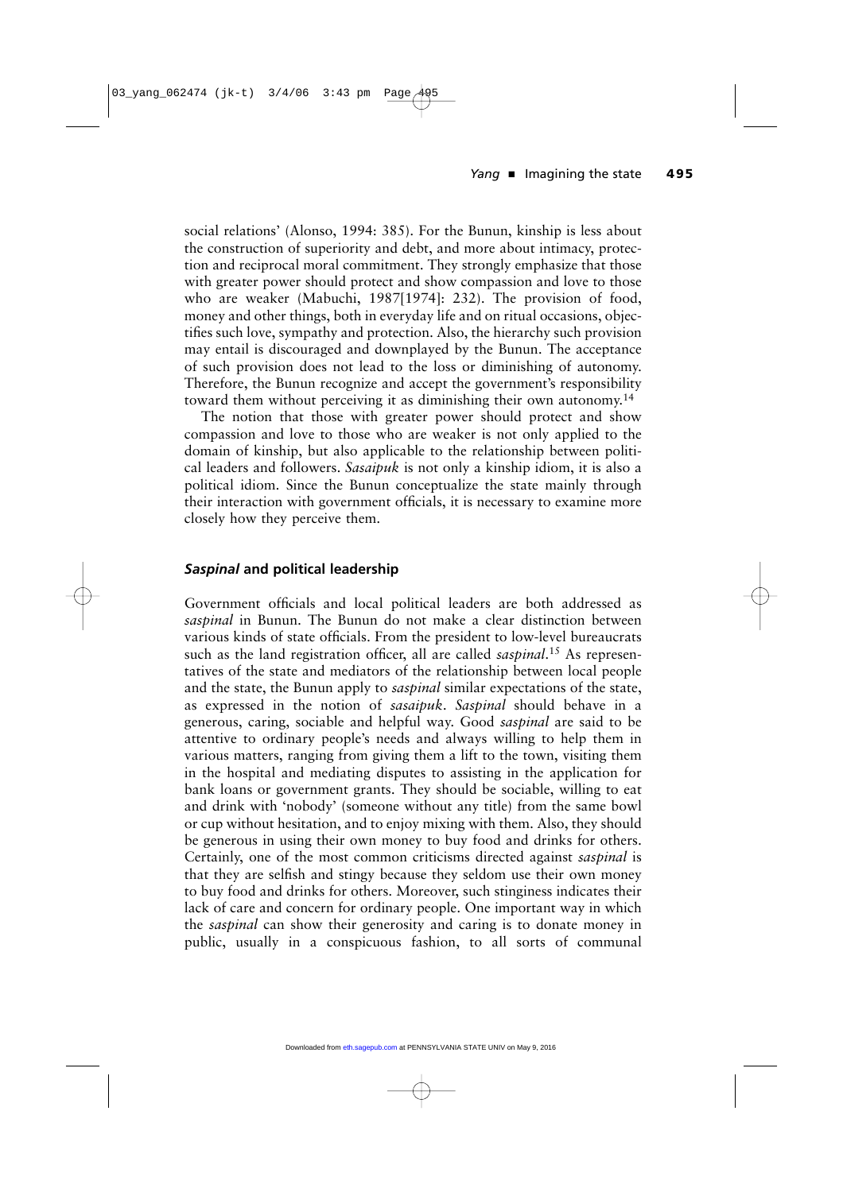social relations' (Alonso, 1994: 385). For the Bunun, kinship is less about the construction of superiority and debt, and more about intimacy, protection and reciprocal moral commitment. They strongly emphasize that those with greater power should protect and show compassion and love to those who are weaker (Mabuchi, 1987[1974]: 232). The provision of food, money and other things, both in everyday life and on ritual occasions, objectifies such love, sympathy and protection. Also, the hierarchy such provision may entail is discouraged and downplayed by the Bunun. The acceptance of such provision does not lead to the loss or diminishing of autonomy. Therefore, the Bunun recognize and accept the government's responsibility toward them without perceiving it as diminishing their own autonomy.[14]

The notion that those with greater power should protect and show compassion and love to those who are weaker is not only applied to the domain of kinship, but also applicable to the relationship between political leaders and followers. *Sasaipuk* is not only a kinship idiom, it is also a political idiom. Since the Bunun conceptualize the state mainly through their interaction with government officials, it is necessary to examine more closely how they perceive them.

## *Saspinal* and political leadership

Government officials and local political leaders are both addressed as *saspinal* in Bunun. The Bunun do not make a clear distinction between various kinds of state officials. From the president to low-level bureaucrats such as the land registration officer, all are called *saspinal*.[15] As representatives of the state and mediators of the relationship between local people and the state, the Bunun apply to *saspinal* similar expectations of the state, as expressed in the notion of *sasaipuk*. *Saspinal* should behave in a generous, caring, sociable and helpful way. Good *saspinal* are said to be attentive to ordinary people's needs and always willing to help them in various matters, ranging from giving them a lift to the town, visiting them in the hospital and mediating disputes to assisting in the application for bank loans or government grants. They should be sociable, willing to eat and drink with 'nobody' (someone without any title) from the same bowl or cup without hesitation, and to enjoy mixing with them. Also, they should be generous in using their own money to buy food and drinks for others. Certainly, one of the most common criticisms directed against *saspinal* is that they are selfish and stingy because they seldom use their own money to buy food and drinks for others. Moreover, such stinginess indicates their lack of care and concern for ordinary people. One important way in which the *saspinal* can show their generosity and caring is to donate money in public, usually in a conspicuous fashion, to all sorts of communal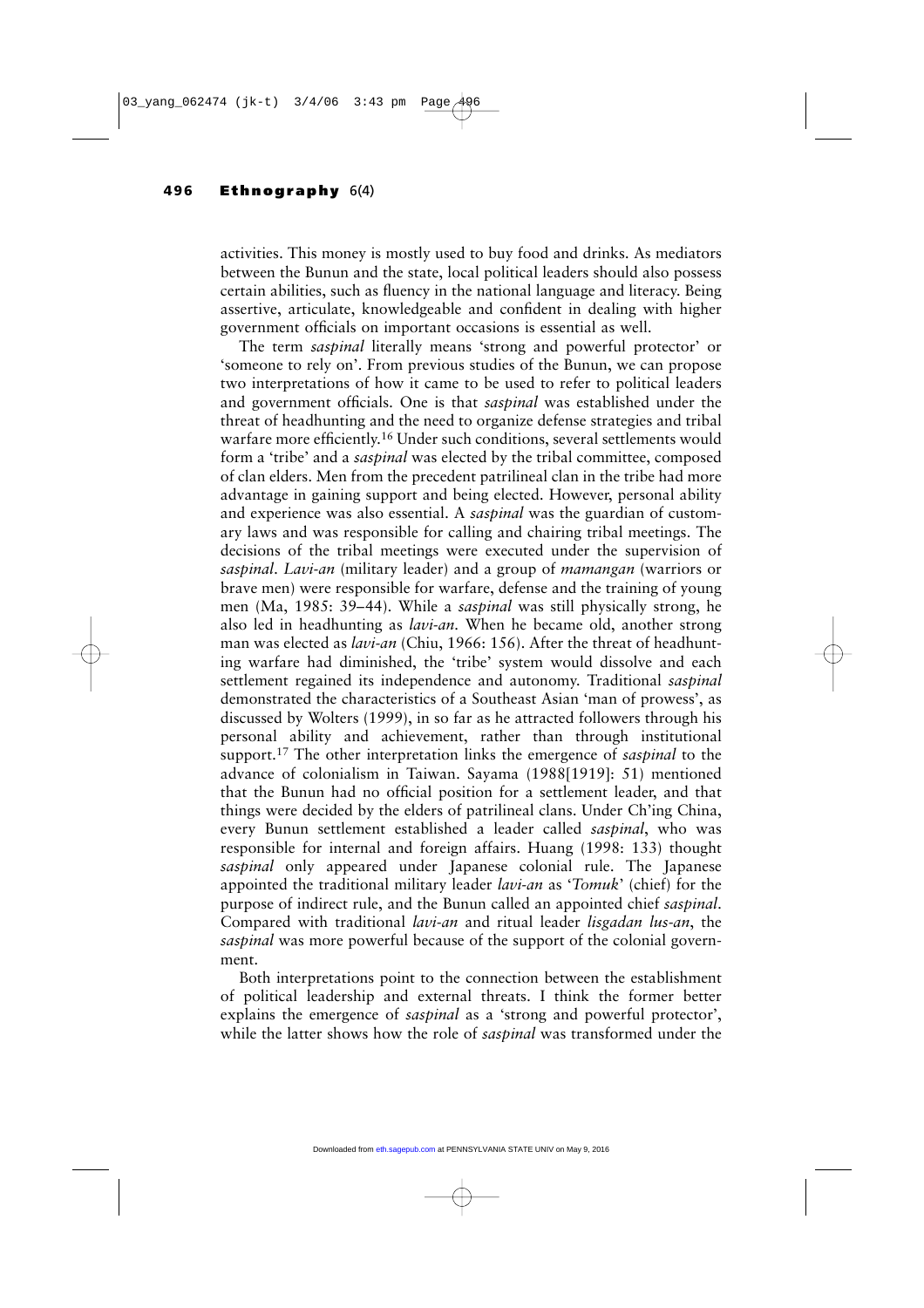activities. This money is mostly used to buy food and drinks. As mediators between the Bunun and the state, local political leaders should also possess certain abilities, such as fluency in the national language and literacy. Being assertive, articulate, knowledgeable and confident in dealing with higher government officials on important occasions is essential as well.

The term *saspinal* literally means 'strong and powerful protector' or 'someone to rely on'. From previous studies of the Bunun, we can propose two interpretations of how it came to be used to refer to political leaders and government officials. One is that *saspinal* was established under the threat of headhunting and the need to organize defense strategies and tribal warfare more efficiently.[16] Under such conditions, several settlements would form a 'tribe' and a *saspinal* was elected by the tribal committee, composed of clan elders. Men from the precedent patrilineal clan in the tribe had more advantage in gaining support and being elected. However, personal ability and experience was also essential. A *saspinal* was the guardian of customary laws and was responsible for calling and chairing tribal meetings. The decisions of the tribal meetings were executed under the supervision of *saspinal*. *Lavi-an* (military leader) and a group of *mamangan* (warriors or brave men) were responsible for warfare, defense and the training of young men (Ma, 1985: 39–44). While a *saspinal* was still physically strong, he also led in headhunting as *lavi-an*. When he became old, another strong man was elected as *lavi-an* (Chiu, 1966: 156). After the threat of headhunting warfare had diminished, the 'tribe' system would dissolve and each settlement regained its independence and autonomy. Traditional *saspinal* demonstrated the characteristics of a Southeast Asian 'man of prowess', as discussed by Wolters (1999), in so far as he attracted followers through his personal ability and achievement, rather than through institutional support.[17] The other interpretation links the emergence of *saspinal* to the advance of colonialism in Taiwan. Sayama (1988[1919]: 51) mentioned that the Bunun had no official position for a settlement leader, and that things were decided by the elders of patrilineal clans. Under Ch'ing China, every Bunun settlement established a leader called *saspinal*, who was responsible for internal and foreign affairs. Huang (1998: 133) thought *saspinal* only appeared under Japanese colonial rule. The Japanese appointed the traditional military leader *lavi-an* as '*Tomuk*' (chief) for the purpose of indirect rule, and the Bunun called an appointed chief *saspinal*. Compared with traditional *lavi-an* and ritual leader *lisgadan lus-an*, the *saspinal* was more powerful because of the support of the colonial government.

Both interpretations point to the connection between the establishment of political leadership and external threats. I think the former better explains the emergence of *saspinal* as a 'strong and powerful protector', while the latter shows how the role of *saspinal* was transformed under the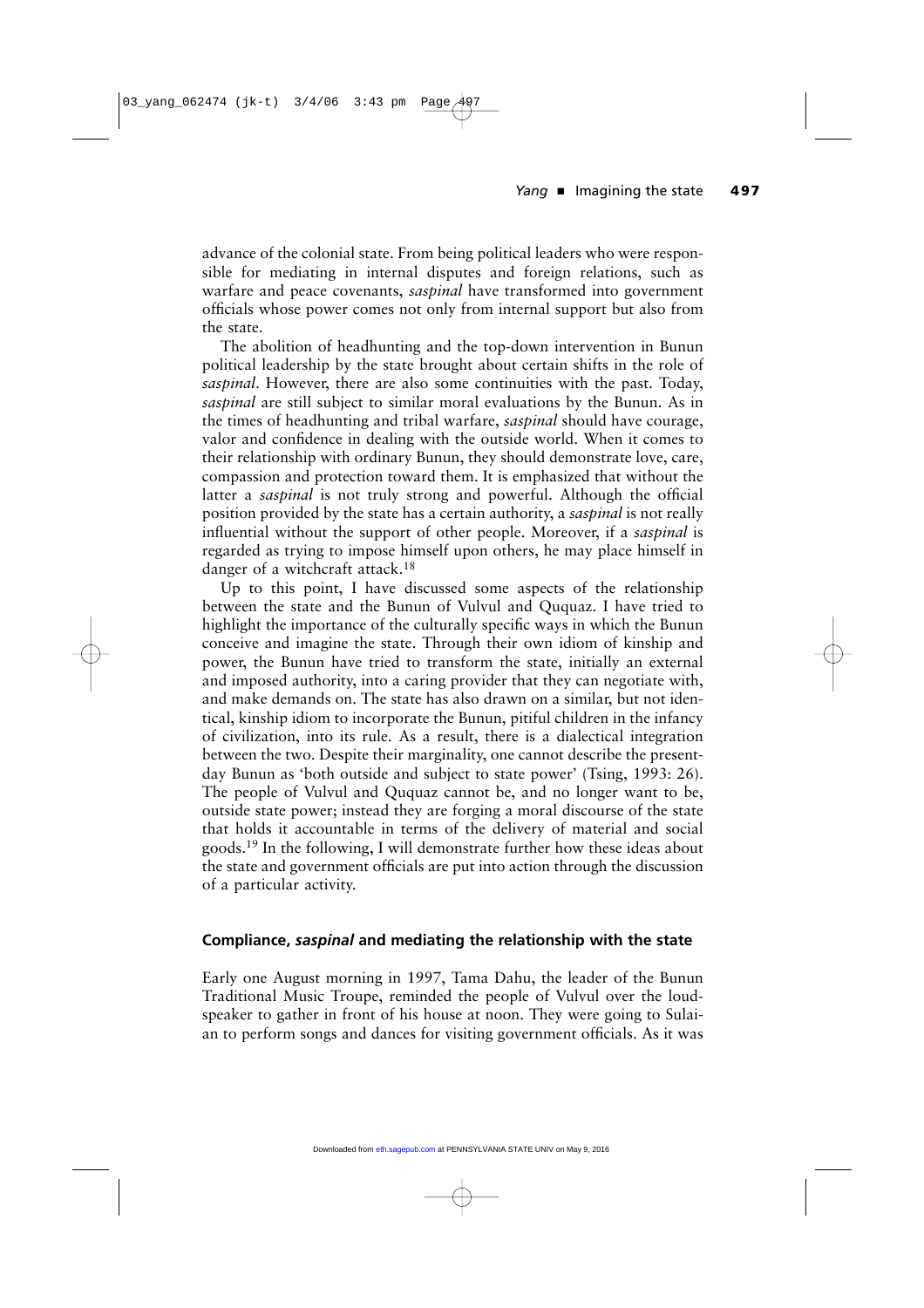advance of the colonial state. From being political leaders who were responsible for mediating in internal disputes and foreign relations, such as warfare and peace covenants, *saspinal* have transformed into government officials whose power comes not only from internal support but also from the state.

The abolition of headhunting and the top-down intervention in Bunun political leadership by the state brought about certain shifts in the role of *saspinal*. However, there are also some continuities with the past. Today, *saspinal* are still subject to similar moral evaluations by the Bunun. As in the times of headhunting and tribal warfare, *saspinal* should have courage, valor and confidence in dealing with the outside world. When it comes to their relationship with ordinary Bunun, they should demonstrate love, care, compassion and protection toward them. It is emphasized that without the latter a *saspinal* is not truly strong and powerful. Although the official position provided by the state has a certain authority, a *saspinal* is not really influential without the support of other people. Moreover, if a *saspinal* is regarded as trying to impose himself upon others, he may place himself in danger of a witchcraft attack.[18]

Up to this point, I have discussed some aspects of the relationship between the state and the Bunun of Vulvul and Ququaz. I have tried to highlight the importance of the culturally specific ways in which the Bunun conceive and imagine the state. Through their own idiom of kinship and power, the Bunun have tried to transform the state, initially an external and imposed authority, into a caring provider that they can negotiate with, and make demands on. The state has also drawn on a similar, but not identical, kinship idiom to incorporate the Bunun, pitiful children in the infancy of civilization, into its rule. As a result, there is a dialectical integration between the two. Despite their marginality, one cannot describe the present-day Bunun as 'both outside and subject to state power' (Tsing, 1993: 26). The people of Vulvul and Ququaz cannot be, and no longer want to be, outside state power; instead they are forging a moral discourse of the state that holds it accountable in terms of the delivery of material and social goods.[19] In the following, I will demonstrate further how these ideas about the state and government officials are put into action through the discussion of a particular activity.

## Compliance, *saspinal* and mediating the relationship with the state

Early one August morning in 1997, Tama Dahu, the leader of the Bunun Traditional Music Troupe, reminded the people of Vulvul over the loudspeaker to gather in front of his house at noon. They were going to Sulaian to perform songs and dances for visiting government officials. As it was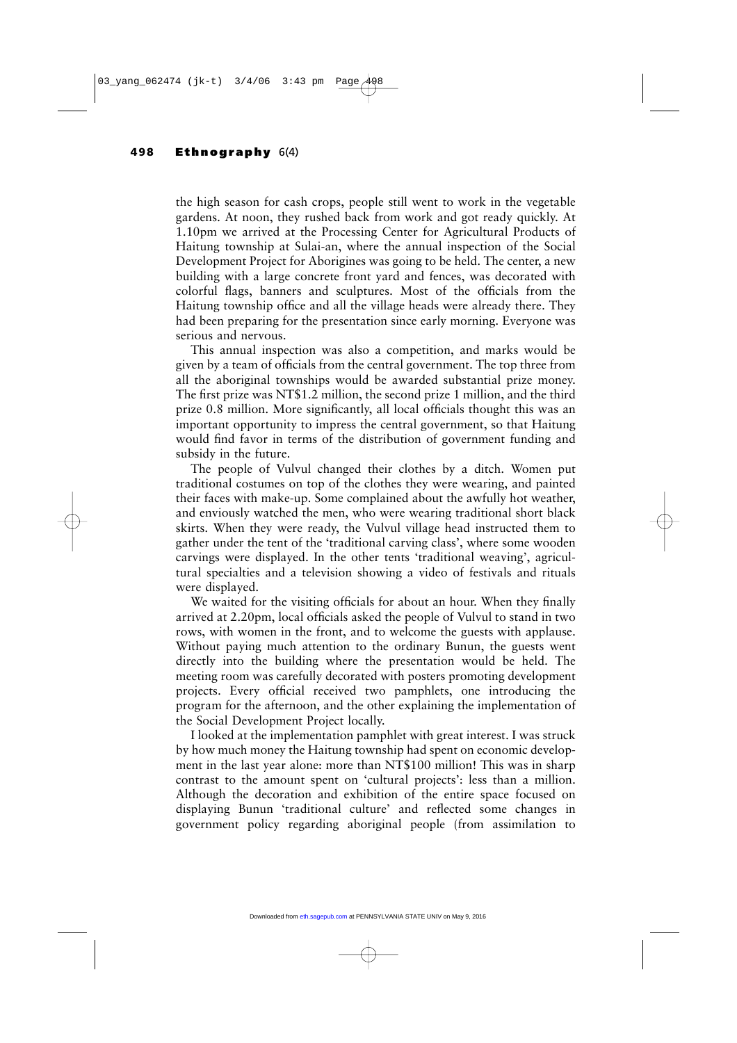the high season for cash crops, people still went to work in the vegetable gardens. At noon, they rushed back from work and got ready quickly. At 1.10pm we arrived at the Processing Center for Agricultural Products of Haitung township at Sulai-an, where the annual inspection of the Social Development Project for Aborigines was going to be held. The center, a new building with a large concrete front yard and fences, was decorated with colorful flags, banners and sculptures. Most of the officials from the Haitung township office and all the village heads were already there. They had been preparing for the presentation since early morning. Everyone was serious and nervous.

This annual inspection was also a competition, and marks would be given by a team of officials from the central government. The top three from all the aboriginal townships would be awarded substantial prize money. The first prize was NT$1.2 million, the second prize 1 million, and the third prize 0.8 million. More significantly, all local officials thought this was an important opportunity to impress the central government, so that Haitung would find favor in terms of the distribution of government funding and subsidy in the future.

The people of Vulvul changed their clothes by a ditch. Women put traditional costumes on top of the clothes they were wearing, and painted their faces with make-up. Some complained about the awfully hot weather, and enviously watched the men, who were wearing traditional short black skirts. When they were ready, the Vulvul village head instructed them to gather under the tent of the 'traditional carving class', where some wooden carvings were displayed. In the other tents 'traditional weaving', agricultural specialties and a television showing a video of festivals and rituals were displayed.

We waited for the visiting officials for about an hour. When they finally arrived at 2.20pm, local officials asked the people of Vulvul to stand in two rows, with women in the front, and to welcome the guests with applause. Without paying much attention to the ordinary Bunun, the guests went directly into the building where the presentation would be held. The meeting room was carefully decorated with posters promoting development projects. Every official received two pamphlets, one introducing the program for the afternoon, and the other explaining the implementation of the Social Development Project locally.

I looked at the implementation pamphlet with great interest. I was struck by how much money the Haitung township had spent on economic development in the last year alone: more than NT$100 million! This was in sharp contrast to the amount spent on 'cultural projects': less than a million. Although the decoration and exhibition of the entire space focused on displaying Bunun 'traditional culture' and reflected some changes in government policy regarding aboriginal people (from assimilation to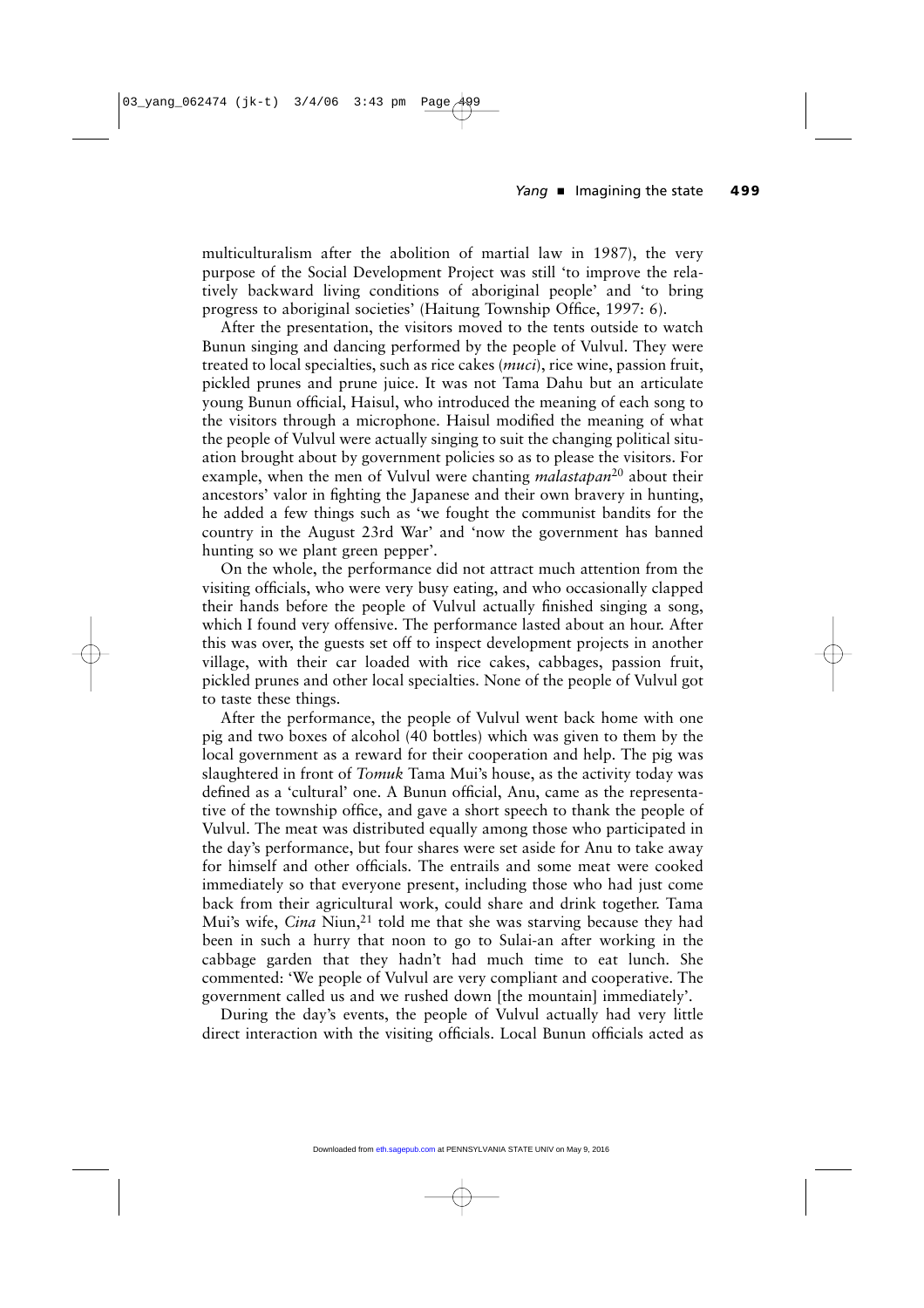multiculturalism after the abolition of martial law in 1987), the very purpose of the Social Development Project was still 'to improve the relatively backward living conditions of aboriginal people' and 'to bring progress to aboriginal societies' (Haitung Township Office, 1997: 6).

After the presentation, the visitors moved to the tents outside to watch Bunun singing and dancing performed by the people of Vulvul. They were treated to local specialties, such as rice cakes (*muci*), rice wine, passion fruit, pickled prunes and prune juice. It was not Tama Dahu but an articulate young Bunun official, Haisul, who introduced the meaning of each song to the visitors through a microphone. Haisul modified the meaning of what the people of Vulvul were actually singing to suit the changing political situation brought about by government policies so as to please the visitors. For example, when the men of Vulvul were chanting *malastapan*[20] about their ancestors' valor in fighting the Japanese and their own bravery in hunting, he added a few things such as 'we fought the communist bandits for the country in the August 23rd War' and 'now the government has banned hunting so we plant green pepper'.

On the whole, the performance did not attract much attention from the visiting officials, who were very busy eating, and who occasionally clapped their hands before the people of Vulvul actually finished singing a song, which I found very offensive. The performance lasted about an hour. After this was over, the guests set off to inspect development projects in another village, with their car loaded with rice cakes, cabbages, passion fruit, pickled prunes and other local specialties. None of the people of Vulvul got to taste these things.

After the performance, the people of Vulvul went back home with one pig and two boxes of alcohol (40 bottles) which was given to them by the local government as a reward for their cooperation and help. The pig was slaughtered in front of *Tomuk* Tama Mui's house, as the activity today was defined as a 'cultural' one. A Bunun official, Anu, came as the representative of the township office, and gave a short speech to thank the people of Vulvul. The meat was distributed equally among those who participated in the day's performance, but four shares were set aside for Anu to take away for himself and other officials. The entrails and some meat were cooked immediately so that everyone present, including those who had just come back from their agricultural work, could share and drink together. Tama Mui's wife, *Cina* Niun,[21] told me that she was starving because they had been in such a hurry that noon to go to Sulai-an after working in the cabbage garden that they hadn't had much time to eat lunch. She commented: 'We people of Vulvul are very compliant and cooperative. The government called us and we rushed down [the mountain] immediately'.

During the day's events, the people of Vulvul actually had very little direct interaction with the visiting officials. Local Bunun officials acted as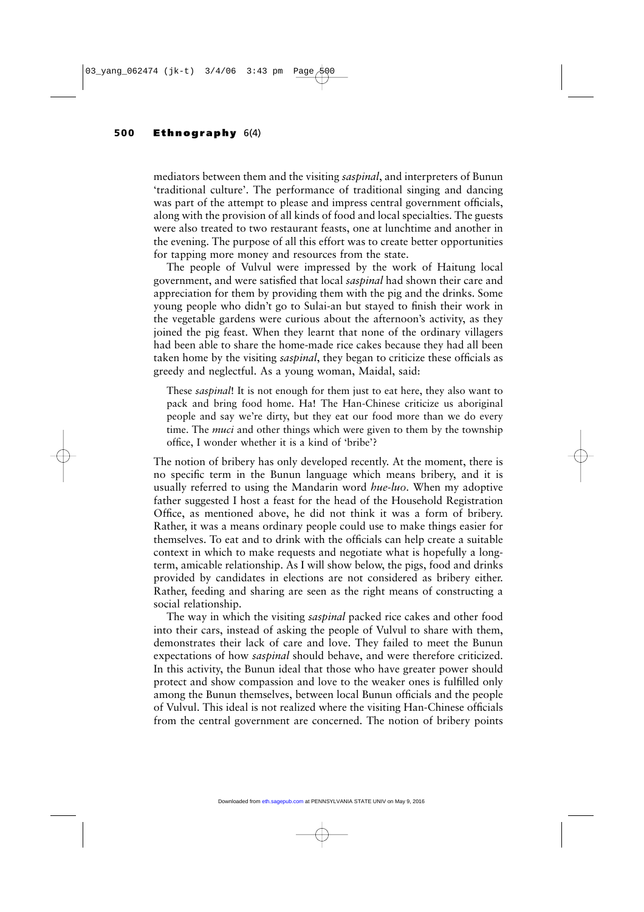mediators between them and the visiting *saspinal*, and interpreters of Bunun 'traditional culture'. The performance of traditional singing and dancing was part of the attempt to please and impress central government officials, along with the provision of all kinds of food and local specialties. The guests were also treated to two restaurant feasts, one at lunchtime and another in the evening. The purpose of all this effort was to create better opportunities for tapping more money and resources from the state.

The people of Vulvul were impressed by the work of Haitung local government, and were satisfied that local *saspinal* had shown their care and appreciation for them by providing them with the pig and the drinks. Some young people who didn't go to Sulai-an but stayed to finish their work in the vegetable gardens were curious about the afternoon's activity, as they joined the pig feast. When they learnt that none of the ordinary villagers had been able to share the home-made rice cakes because they had all been taken home by the visiting *saspinal*, they began to criticize these officials as greedy and neglectful. As a young woman, Maidal, said:

> These *saspinal*! It is not enough for them just to eat here, they also want to pack and bring food home. Ha! The Han-Chinese criticize us aboriginal people and say we're dirty, but they eat our food more than we do every time. The *muci* and other things which were given to them by the township office, I wonder whether it is a kind of 'bribe'?

The notion of bribery has only developed recently. At the moment, there is no specific term in the Bunun language which means bribery, and it is usually referred to using the Mandarin word *hue-luo*. When my adoptive father suggested I host a feast for the head of the Household Registration Office, as mentioned above, he did not think it was a form of bribery. Rather, it was a means ordinary people could use to make things easier for themselves. To eat and to drink with the officials can help create a suitable context in which to make requests and negotiate what is hopefully a long-term, amicable relationship. As I will show below, the pigs, food and drinks provided by candidates in elections are not considered as bribery either. Rather, feeding and sharing are seen as the right means of constructing a social relationship.

The way in which the visiting *saspinal* packed rice cakes and other food into their cars, instead of asking the people of Vulvul to share with them, demonstrates their lack of care and love. They failed to meet the Bunun expectations of how *saspinal* should behave, and were therefore criticized. In this activity, the Bunun ideal that those who have greater power should protect and show compassion and love to the weaker ones is fulfilled only among the Bunun themselves, between local Bunun officials and the people of Vulvul. This ideal is not realized where the visiting Han-Chinese officials from the central government are concerned. The notion of bribery points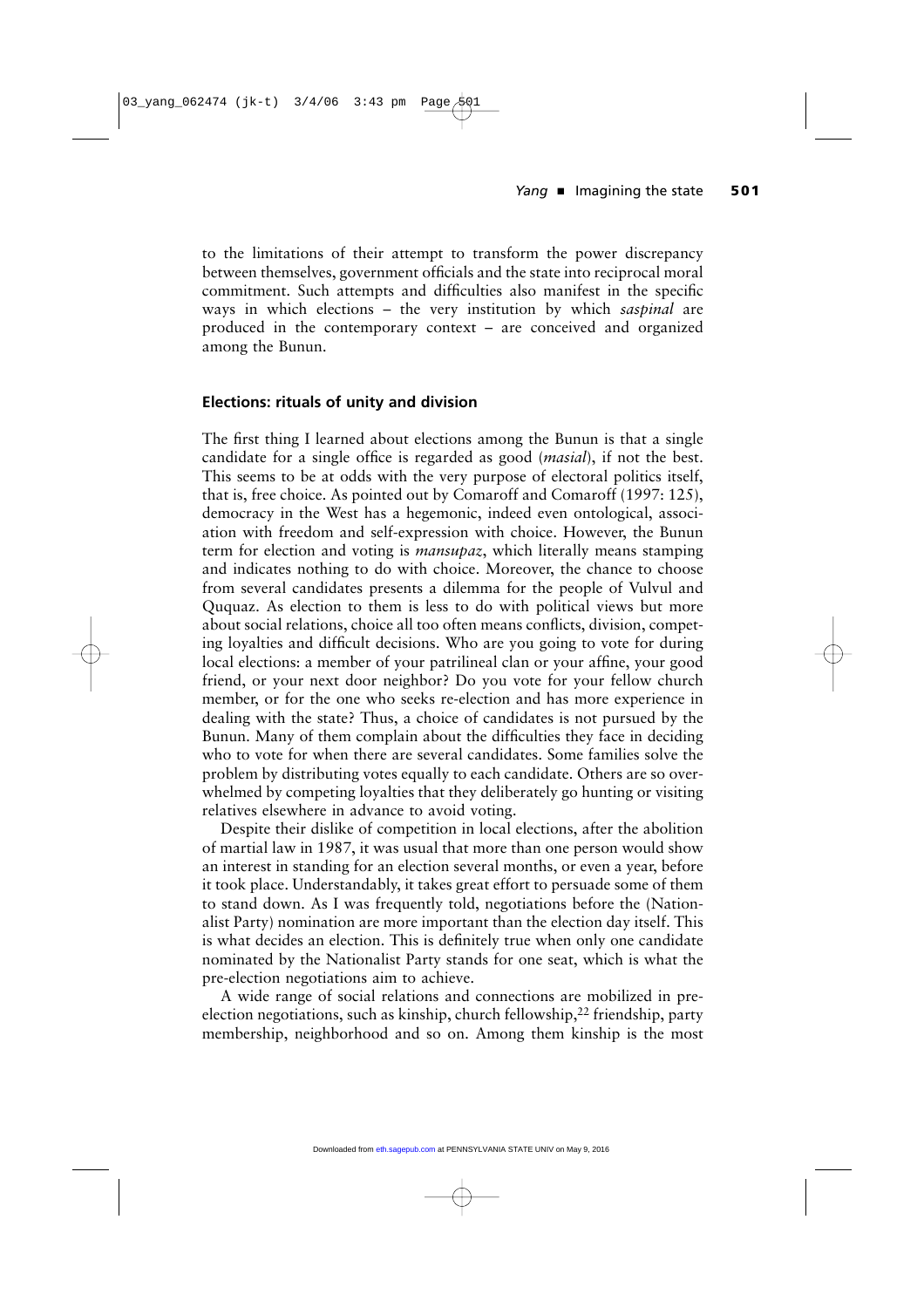to the limitations of their attempt to transform the power discrepancy between themselves, government officials and the state into reciprocal moral commitment. Such attempts and difficulties also manifest in the specific ways in which elections – the very institution by which *saspinal* are produced in the contemporary context – are conceived and organized among the Bunun.

## Elections: rituals of unity and division

The first thing I learned about elections among the Bunun is that a single candidate for a single office is regarded as good (*masial*), if not the best. This seems to be at odds with the very purpose of electoral politics itself, that is, free choice. As pointed out by Comaroff and Comaroff (1997: 125), democracy in the West has a hegemonic, indeed even ontological, association with freedom and self-expression with choice. However, the Bunun term for election and voting is *mansupaz*, which literally means stamping and indicates nothing to do with choice. Moreover, the chance to choose from several candidates presents a dilemma for the people of Vulvul and Ququaz. As election to them is less to do with political views but more about social relations, choice all too often means conflicts, division, competing loyalties and difficult decisions. Who are you going to vote for during local elections: a member of your patrilineal clan or your affine, your good friend, or your next door neighbor? Do you vote for your fellow church member, or for the one who seeks re-election and has more experience in dealing with the state? Thus, a choice of candidates is not pursued by the Bunun. Many of them complain about the difficulties they face in deciding who to vote for when there are several candidates. Some families solve the problem by distributing votes equally to each candidate. Others are so overwhelmed by competing loyalties that they deliberately go hunting or visiting relatives elsewhere in advance to avoid voting.

Despite their dislike of competition in local elections, after the abolition of martial law in 1987, it was usual that more than one person would show an interest in standing for an election several months, or even a year, before it took place. Understandably, it takes great effort to persuade some of them to stand down. As I was frequently told, negotiations before the (Nationalist Party) nomination are more important than the election day itself. This is what decides an election. This is definitely true when only one candidate nominated by the Nationalist Party stands for one seat, which is what the pre-election negotiations aim to achieve.

A wide range of social relations and connections are mobilized in pre-election negotiations, such as kinship, church fellowship,[22] friendship, party membership, neighborhood and so on. Among them kinship is the most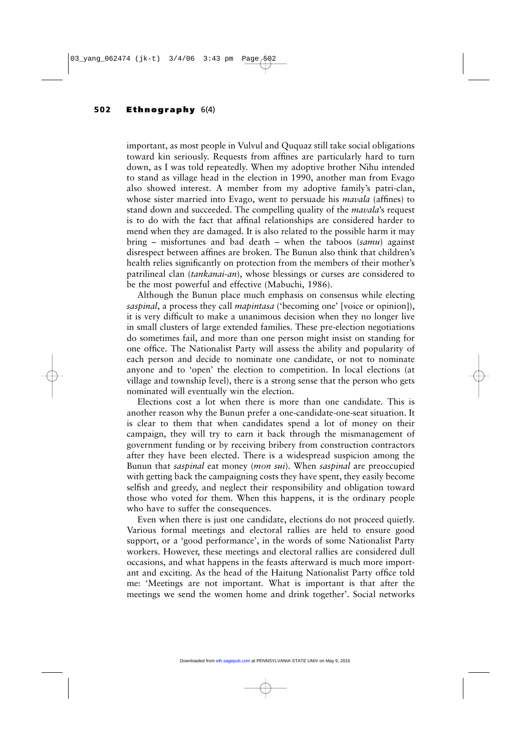important, as most people in Vulvul and Ququaz still take social obligations toward kin seriously. Requests from affines are particularly hard to turn down, as I was told repeatedly. When my adoptive brother Nihu intended to stand as village head in the election in 1990, another man from Evago also showed interest. A member from my adoptive family's patri-clan, whose sister married into Evago, went to persuade his *mavala* (affines) to stand down and succeeded. The compelling quality of the *mavala*'s request is to do with the fact that affinal relationships are considered harder to mend when they are damaged. It is also related to the possible harm it may bring – misfortunes and bad death – when the taboos (*samu*) against disrespect between affines are broken. The Bunun also think that children's health relies significantly on protection from the members of their mother's patrilineal clan (*tankanai-an*), whose blessings or curses are considered to be the most powerful and effective (Mabuchi, 1986).

Although the Bunun place much emphasis on consensus while electing *saspinal*, a process they call *mapintasa* ('becoming one' [voice or opinion]), it is very difficult to make a unanimous decision when they no longer live in small clusters of large extended families. These pre-election negotiations do sometimes fail, and more than one person might insist on standing for one office. The Nationalist Party will assess the ability and popularity of each person and decide to nominate one candidate, or not to nominate anyone and to 'open' the election to competition. In local elections (at village and township level), there is a strong sense that the person who gets nominated will eventually win the election.

Elections cost a lot when there is more than one candidate. This is another reason why the Bunun prefer a one-candidate-one-seat situation. It is clear to them that when candidates spend a lot of money on their campaign, they will try to earn it back through the mismanagement of government funding or by receiving bribery from construction contractors after they have been elected. There is a widespread suspicion among the Bunun that *saspinal* eat money (*mon sui*). When *saspinal* are preoccupied with getting back the campaigning costs they have spent, they easily become selfish and greedy, and neglect their responsibility and obligation toward those who voted for them. When this happens, it is the ordinary people who have to suffer the consequences.

Even when there is just one candidate, elections do not proceed quietly. Various formal meetings and electoral rallies are held to ensure good support, or a 'good performance', in the words of some Nationalist Party workers. However, these meetings and electoral rallies are considered dull occasions, and what happens in the feasts afterward is much more important and exciting. As the head of the Haitung Nationalist Party office told me: 'Meetings are not important. What is important is that after the meetings we send the women home and drink together'. Social networks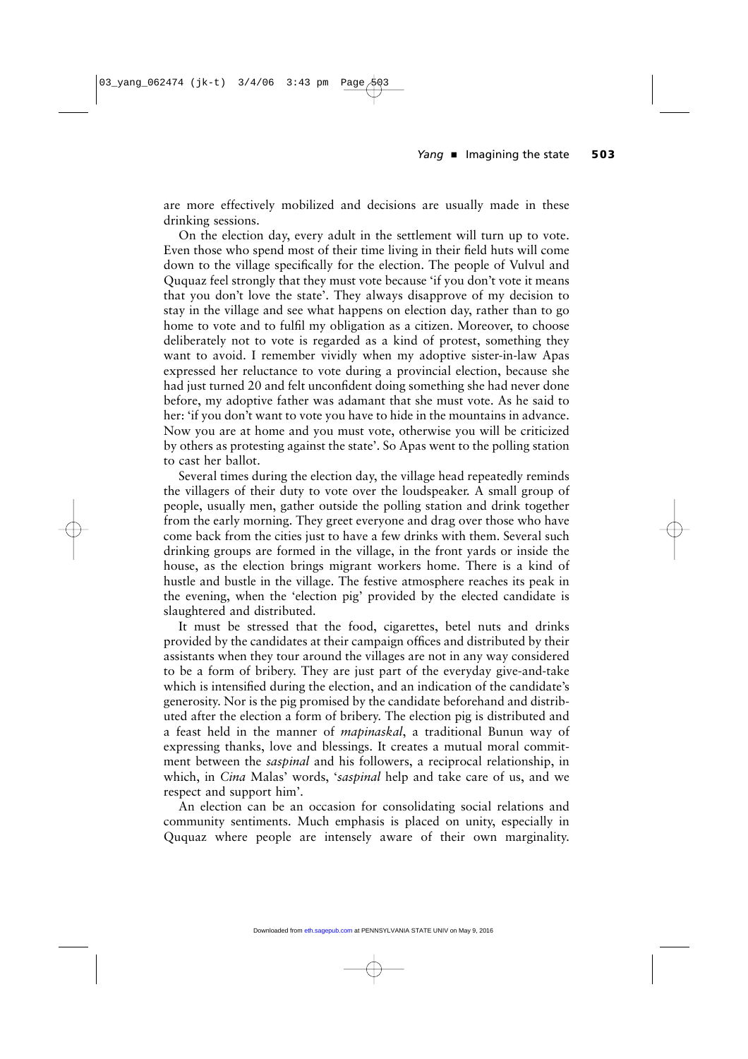are more effectively mobilized and decisions are usually made in these drinking sessions.

On the election day, every adult in the settlement will turn up to vote. Even those who spend most of their time living in their field huts will come down to the village specifically for the election. The people of Vulvul and Ququaz feel strongly that they must vote because 'if you don't vote it means that you don't love the state'. They always disapprove of my decision to stay in the village and see what happens on election day, rather than to go home to vote and to fulfil my obligation as a citizen. Moreover, to choose deliberately not to vote is regarded as a kind of protest, something they want to avoid. I remember vividly when my adoptive sister-in-law Apas expressed her reluctance to vote during a provincial election, because she had just turned 20 and felt unconfident doing something she had never done before, my adoptive father was adamant that she must vote. As he said to her: 'if you don't want to vote you have to hide in the mountains in advance. Now you are at home and you must vote, otherwise you will be criticized by others as protesting against the state'. So Apas went to the polling station to cast her ballot.

Several times during the election day, the village head repeatedly reminds the villagers of their duty to vote over the loudspeaker. A small group of people, usually men, gather outside the polling station and drink together from the early morning. They greet everyone and drag over those who have come back from the cities just to have a few drinks with them. Several such drinking groups are formed in the village, in the front yards or inside the house, as the election brings migrant workers home. There is a kind of hustle and bustle in the village. The festive atmosphere reaches its peak in the evening, when the 'election pig' provided by the elected candidate is slaughtered and distributed.

It must be stressed that the food, cigarettes, betel nuts and drinks provided by the candidates at their campaign offices and distributed by their assistants when they tour around the villages are not in any way considered to be a form of bribery. They are just part of the everyday give-and-take which is intensified during the election, and an indication of the candidate's generosity. Nor is the pig promised by the candidate beforehand and distributed after the election a form of bribery. The election pig is distributed and a feast held in the manner of *mapinaskal*, a traditional Bunun way of expressing thanks, love and blessings. It creates a mutual moral commitment between the *saspinal* and his followers, a reciprocal relationship, in which, in *Cina* Malas' words, '*saspinal* help and take care of us, and we respect and support him'.

An election can be an occasion for consolidating social relations and community sentiments. Much emphasis is placed on unity, especially in Ququaz where people are intensely aware of their own marginality.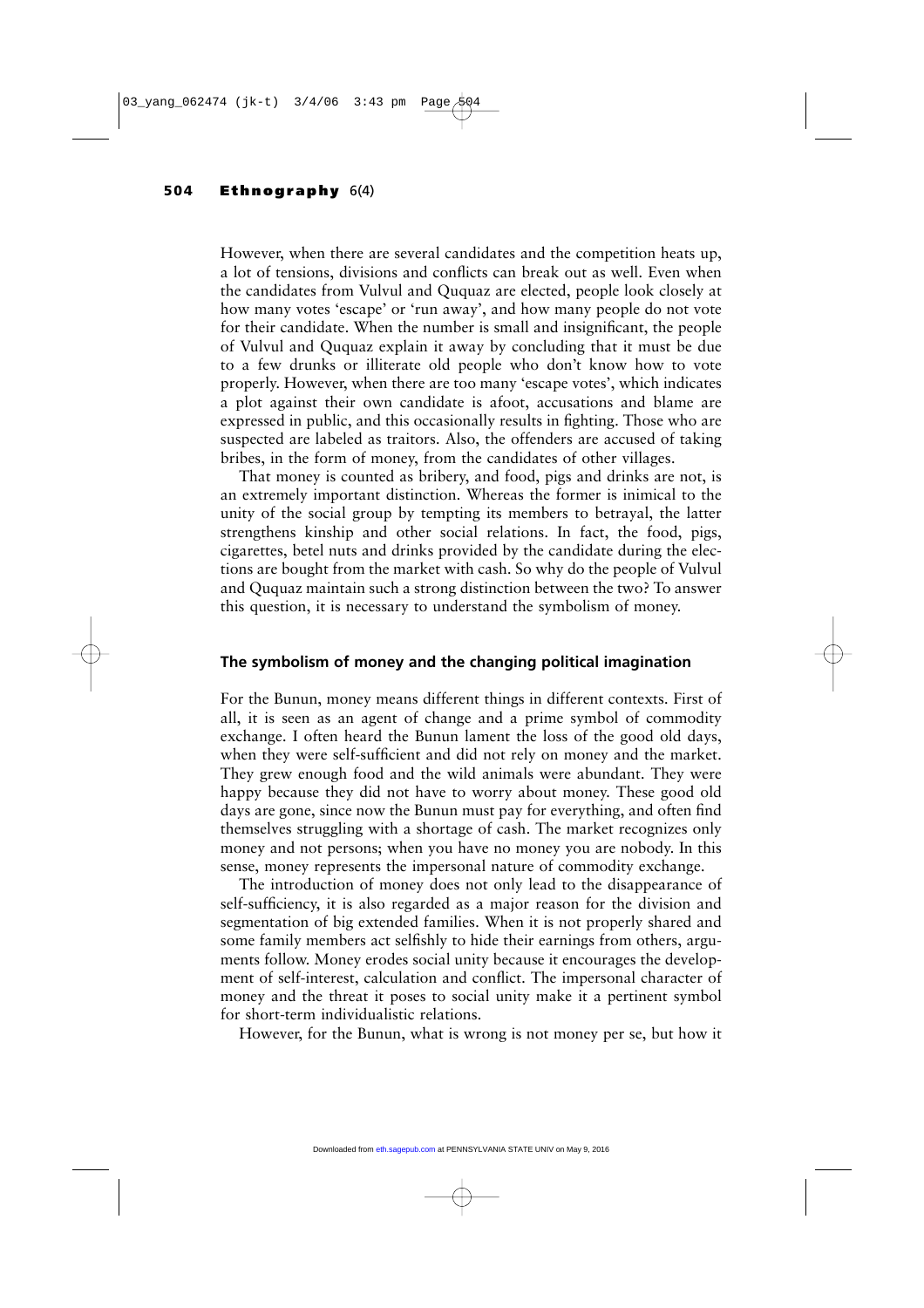However, when there are several candidates and the competition heats up, a lot of tensions, divisions and conflicts can break out as well. Even when the candidates from Vulvul and Ququaz are elected, people look closely at how many votes 'escape' or 'run away', and how many people do not vote for their candidate. When the number is small and insignificant, the people of Vulvul and Ququaz explain it away by concluding that it must be due to a few drunks or illiterate old people who don't know how to vote properly. However, when there are too many 'escape votes', which indicates a plot against their own candidate is afoot, accusations and blame are expressed in public, and this occasionally results in fighting. Those who are suspected are labeled as traitors. Also, the offenders are accused of taking bribes, in the form of money, from the candidates of other villages.

That money is counted as bribery, and food, pigs and drinks are not, is an extremely important distinction. Whereas the former is inimical to the unity of the social group by tempting its members to betrayal, the latter strengthens kinship and other social relations. In fact, the food, pigs, cigarettes, betel nuts and drinks provided by the candidate during the elections are bought from the market with cash. So why do the people of Vulvul and Ququaz maintain such a strong distinction between the two? To answer this question, it is necessary to understand the symbolism of money.

### The symbolism of money and the changing political imagination

For the Bunun, money means different things in different contexts. First of all, it is seen as an agent of change and a prime symbol of commodity exchange. I often heard the Bunun lament the loss of the good old days, when they were self-sufficient and did not rely on money and the market. They grew enough food and the wild animals were abundant. They were happy because they did not have to worry about money. These good old days are gone, since now the Bunun must pay for everything, and often find themselves struggling with a shortage of cash. The market recognizes only money and not persons; when you have no money you are nobody. In this sense, money represents the impersonal nature of commodity exchange.

The introduction of money does not only lead to the disappearance of self-sufficiency, it is also regarded as a major reason for the division and segmentation of big extended families. When it is not properly shared and some family members act selfishly to hide their earnings from others, arguments follow. Money erodes social unity because it encourages the development of self-interest, calculation and conflict. The impersonal character of money and the threat it poses to social unity make it a pertinent symbol for short-term individualistic relations.

However, for the Bunun, what is wrong is not money per se, but how it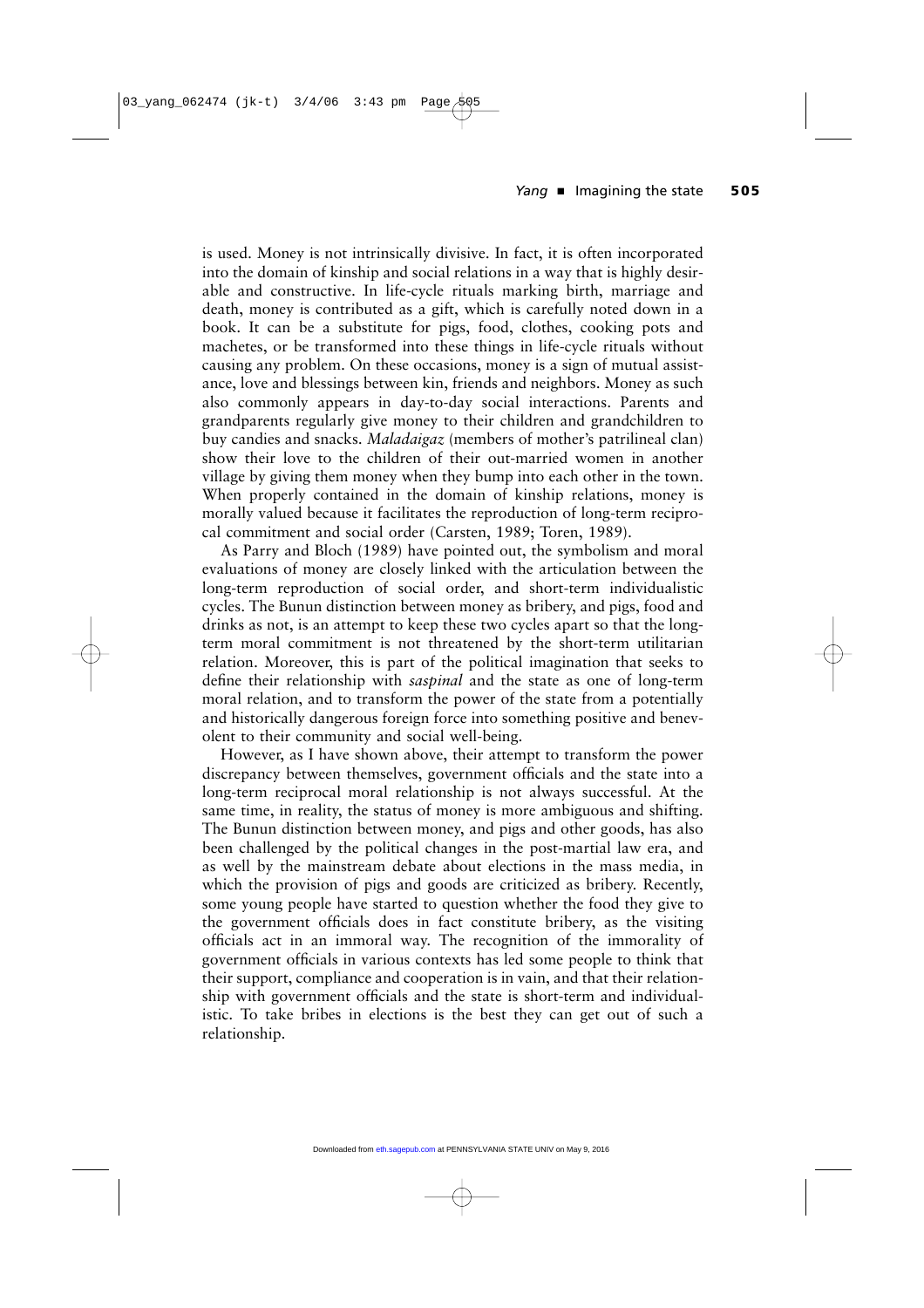is used. Money is not intrinsically divisive. In fact, it is often incorporated into the domain of kinship and social relations in a way that is highly desirable and constructive. In life-cycle rituals marking birth, marriage and death, money is contributed as a gift, which is carefully noted down in a book. It can be a substitute for pigs, food, clothes, cooking pots and machetes, or be transformed into these things in life-cycle rituals without causing any problem. On these occasions, money is a sign of mutual assistance, love and blessings between kin, friends and neighbors. Money as such also commonly appears in day-to-day social interactions. Parents and grandparents regularly give money to their children and grandchildren to buy candies and snacks. *Maladaigaz* (members of mother's patrilineal clan) show their love to the children of their out-married women in another village by giving them money when they bump into each other in the town. When properly contained in the domain of kinship relations, money is morally valued because it facilitates the reproduction of long-term reciprocal commitment and social order (Carsten, 1989; Toren, 1989).

As Parry and Bloch (1989) have pointed out, the symbolism and moral evaluations of money are closely linked with the articulation between the long-term reproduction of social order, and short-term individualistic cycles. The Bunun distinction between money as bribery, and pigs, food and drinks as not, is an attempt to keep these two cycles apart so that the long-term moral commitment is not threatened by the short-term utilitarian relation. Moreover, this is part of the political imagination that seeks to define their relationship with *saspinal* and the state as one of long-term moral relation, and to transform the power of the state from a potentially and historically dangerous foreign force into something positive and benevolent to their community and social well-being.

However, as I have shown above, their attempt to transform the power discrepancy between themselves, government officials and the state into a long-term reciprocal moral relationship is not always successful. At the same time, in reality, the status of money is more ambiguous and shifting. The Bunun distinction between money, and pigs and other goods, has also been challenged by the political changes in the post-martial law era, and as well by the mainstream debate about elections in the mass media, in which the provision of pigs and goods are criticized as bribery. Recently, some young people have started to question whether the food they give to the government officials does in fact constitute bribery, as the visiting officials act in an immoral way. The recognition of the immorality of government officials in various contexts has led some people to think that their support, compliance and cooperation is in vain, and that their relationship with government officials and the state is short-term and individualistic. To take bribes in elections is the best they can get out of such a relationship.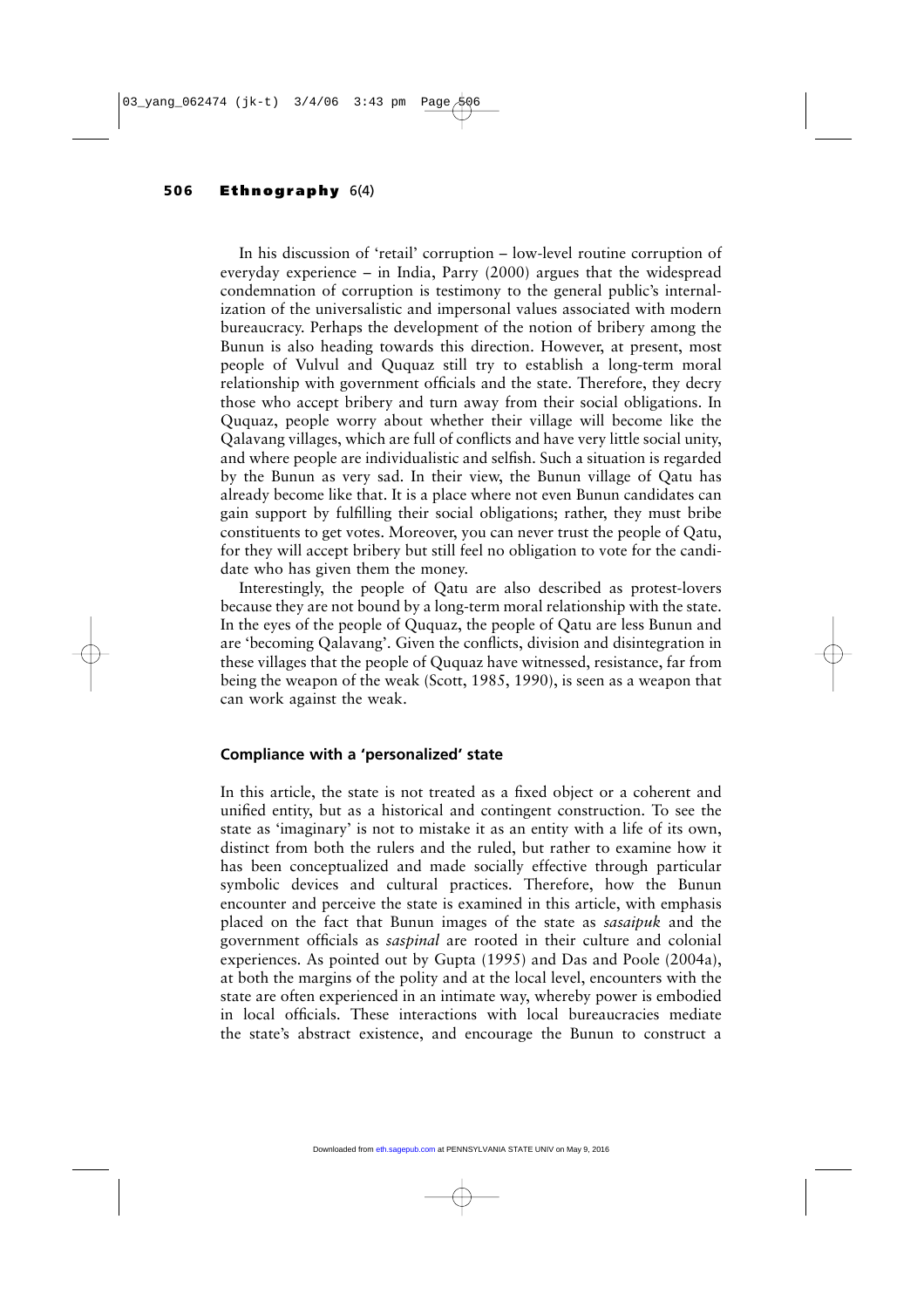In his discussion of 'retail' corruption – low-level routine corruption of everyday experience – in India, Parry (2000) argues that the widespread condemnation of corruption is testimony to the general public's internalization of the universalistic and impersonal values associated with modern bureaucracy. Perhaps the development of the notion of bribery among the Bunun is also heading towards this direction. However, at present, most people of Vulvul and Ququaz still try to establish a long-term moral relationship with government officials and the state. Therefore, they decry those who accept bribery and turn away from their social obligations. In Ququaz, people worry about whether their village will become like the Qalavang villages, which are full of conflicts and have very little social unity, and where people are individualistic and selfish. Such a situation is regarded by the Bunun as very sad. In their view, the Bunun village of Qatu has already become like that. It is a place where not even Bunun candidates can gain support by fulfilling their social obligations; rather, they must bribe constituents to get votes. Moreover, you can never trust the people of Qatu, for they will accept bribery but still feel no obligation to vote for the candidate who has given them the money.

Interestingly, the people of Qatu are also described as protest-lovers because they are not bound by a long-term moral relationship with the state. In the eyes of the people of Ququaz, the people of Qatu are less Bunun and are 'becoming Qalavang'. Given the conflicts, division and disintegration in these villages that the people of Ququaz have witnessed, resistance, far from being the weapon of the weak (Scott, 1985, 1990), is seen as a weapon that can work against the weak.

## Compliance with a 'personalized' state

In this article, the state is not treated as a fixed object or a coherent and unified entity, but as a historical and contingent construction. To see the state as 'imaginary' is not to mistake it as an entity with a life of its own, distinct from both the rulers and the ruled, but rather to examine how it has been conceptualized and made socially effective through particular symbolic devices and cultural practices. Therefore, how the Bunun encounter and perceive the state is examined in this article, with emphasis placed on the fact that Bunun images of the state as *sasaipuk* and the government officials as *saspinal* are rooted in their culture and colonial experiences. As pointed out by Gupta (1995) and Das and Poole (2004a), at both the margins of the polity and at the local level, encounters with the state are often experienced in an intimate way, whereby power is embodied in local officials. These interactions with local bureaucracies mediate the state's abstract existence, and encourage the Bunun to construct a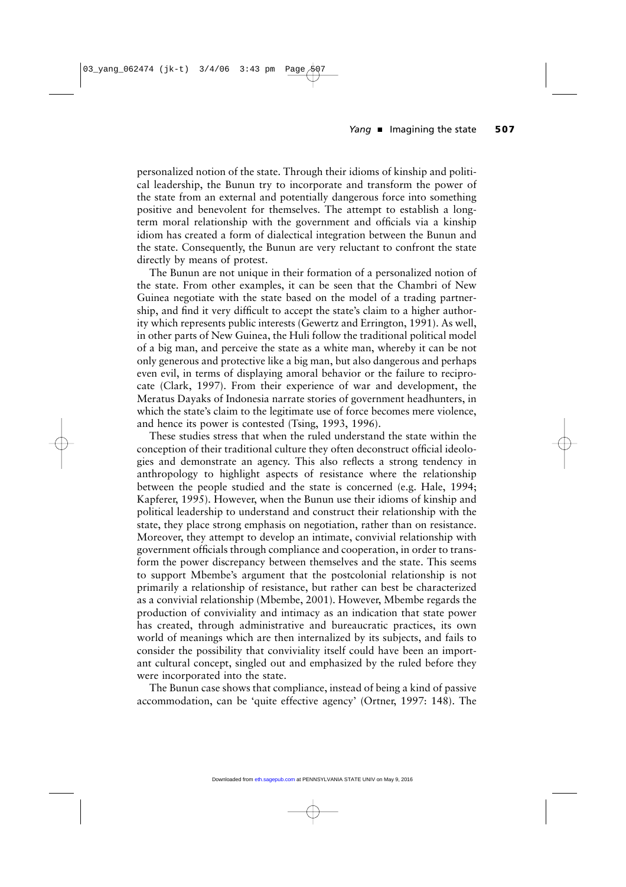personalized notion of the state. Through their idioms of kinship and political leadership, the Bunun try to incorporate and transform the power of the state from an external and potentially dangerous force into something positive and benevolent for themselves. The attempt to establish a long-term moral relationship with the government and officials via a kinship idiom has created a form of dialectical integration between the Bunun and the state. Consequently, the Bunun are very reluctant to confront the state directly by means of protest.

The Bunun are not unique in their formation of a personalized notion of the state. From other examples, it can be seen that the Chambri of New Guinea negotiate with the state based on the model of a trading partnership, and find it very difficult to accept the state's claim to a higher authority which represents public interests (Gewertz and Errington, 1991). As well, in other parts of New Guinea, the Huli follow the traditional political model of a big man, and perceive the state as a white man, whereby it can be not only generous and protective like a big man, but also dangerous and perhaps even evil, in terms of displaying amoral behavior or the failure to reciprocate (Clark, 1997). From their experience of war and development, the Meratus Dayaks of Indonesia narrate stories of government headhunters, in which the state's claim to the legitimate use of force becomes mere violence, and hence its power is contested (Tsing, 1993, 1996).

These studies stress that when the ruled understand the state within the conception of their traditional culture they often deconstruct official ideologies and demonstrate an agency. This also reflects a strong tendency in anthropology to highlight aspects of resistance where the relationship between the people studied and the state is concerned (e.g. Hale, 1994; Kapferer, 1995). However, when the Bunun use their idioms of kinship and political leadership to understand and construct their relationship with the state, they place strong emphasis on negotiation, rather than on resistance. Moreover, they attempt to develop an intimate, convivial relationship with government officials through compliance and cooperation, in order to transform the power discrepancy between themselves and the state. This seems to support Mbembe's argument that the postcolonial relationship is not primarily a relationship of resistance, but rather can best be characterized as a convivial relationship (Mbembe, 2001). However, Mbembe regards the production of conviviality and intimacy as an indication that state power has created, through administrative and bureaucratic practices, its own world of meanings which are then internalized by its subjects, and fails to consider the possibility that conviviality itself could have been an important cultural concept, singled out and emphasized by the ruled before they were incorporated into the state.

The Bunun case shows that compliance, instead of being a kind of passive accommodation, can be 'quite effective agency' (Ortner, 1997: 148). The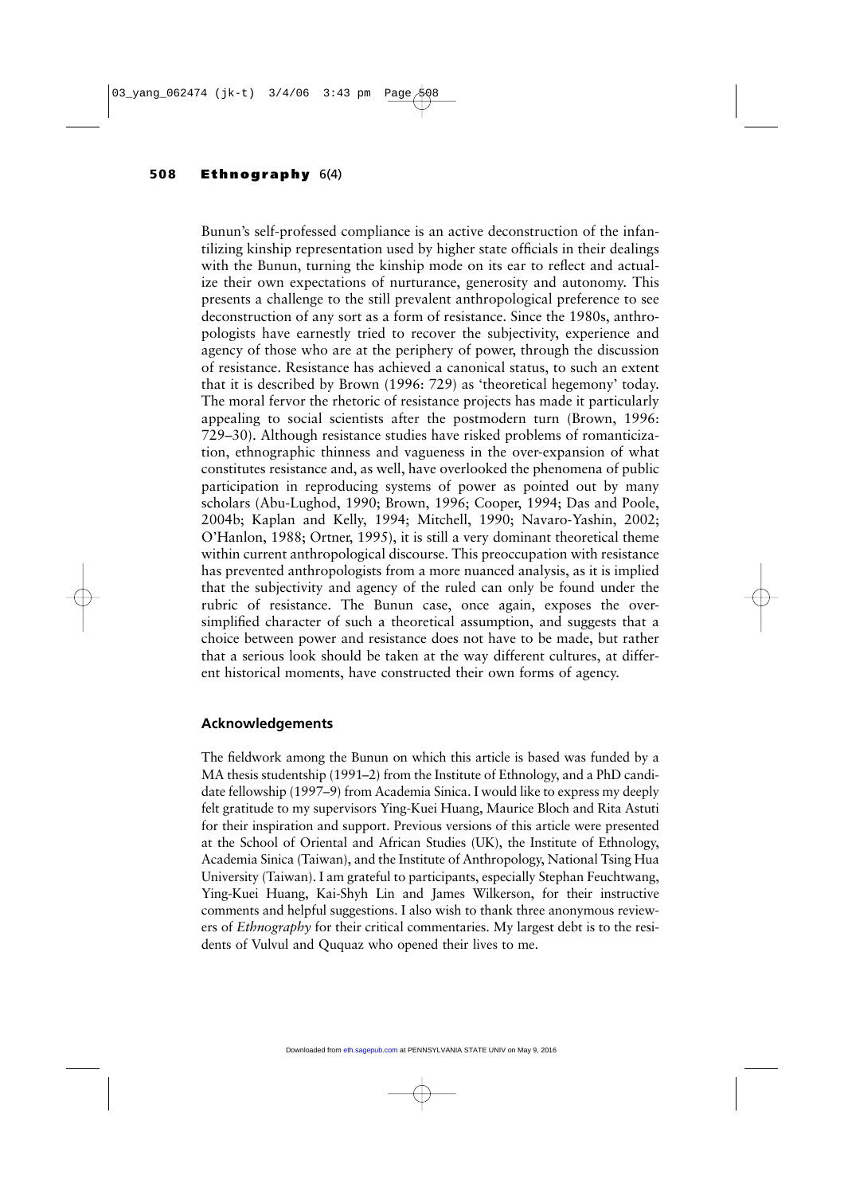Bunun's self-professed compliance is an active deconstruction of the infantilizing kinship representation used by higher state officials in their dealings with the Bunun, turning the kinship mode on its ear to reflect and actualize their own expectations of nurturance, generosity and autonomy. This presents a challenge to the still prevalent anthropological preference to see deconstruction of any sort as a form of resistance. Since the 1980s, anthropologists have earnestly tried to recover the subjectivity, experience and agency of those who are at the periphery of power, through the discussion of resistance. Resistance has achieved a canonical status, to such an extent that it is described by Brown (1996: 729) as 'theoretical hegemony' today. The moral fervor the rhetoric of resistance projects has made it particularly appealing to social scientists after the postmodern turn (Brown, 1996: 729–30). Although resistance studies have risked problems of romanticization, ethnographic thinness and vagueness in the over-expansion of what constitutes resistance and, as well, have overlooked the phenomena of public participation in reproducing systems of power as pointed out by many scholars (Abu-Lughod, 1990; Brown, 1996; Cooper, 1994; Das and Poole, 2004b; Kaplan and Kelly, 1994; Mitchell, 1990; Navaro-Yashin, 2002; O'Hanlon, 1988; Ortner, 1995), it is still a very dominant theoretical theme within current anthropological discourse. This preoccupation with resistance has prevented anthropologists from a more nuanced analysis, as it is implied that the subjectivity and agency of the ruled can only be found under the rubric of resistance. The Bunun case, once again, exposes the oversimplified character of such a theoretical assumption, and suggests that a choice between power and resistance does not have to be made, but rather that a serious look should be taken at the way different cultures, at different historical moments, have constructed their own forms of agency.

## Acknowledgements

The fieldwork among the Bunun on which this article is based was funded by a MA thesis studentship (1991–2) from the Institute of Ethnology, and a PhD candidate fellowship (1997–9) from Academia Sinica. I would like to express my deeply felt gratitude to my supervisors Ying-Kuei Huang, Maurice Bloch and Rita Astuti for their inspiration and support. Previous versions of this article were presented at the School of Oriental and African Studies (UK), the Institute of Ethnology, Academia Sinica (Taiwan), and the Institute of Anthropology, National Tsing Hua University (Taiwan). I am grateful to participants, especially Stephan Feuchtwang, Ying-Kuei Huang, Kai-Shyh Lin and James Wilkerson, for their instructive comments and helpful suggestions. I also wish to thank three anonymous reviewers of *Ethnography* for their critical commentaries. My largest debt is to the residents of Vulvul and Ququaz who opened their lives to me.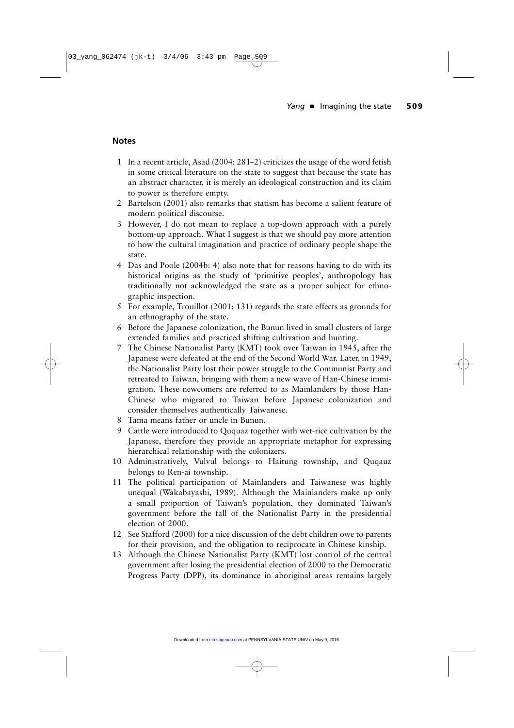## Notes

1. In a recent article, Asad (2004: 281–2) criticizes the usage of the word fetish in some critical literature on the state to suggest that because the state has an abstract character, it is merely an ideological construction and its claim to power is therefore empty.
2. Bartelson (2001) also remarks that statism has become a salient feature of modern political discourse.
3. However, I do not mean to replace a top-down approach with a purely bottom-up approach. What I suggest is that we should pay more attention to how the cultural imagination and practice of ordinary people shape the state.
4. Das and Poole (2004b: 4) also note that for reasons having to do with its historical origins as the study of 'primitive peoples', anthropology has traditionally not acknowledged the state as a proper subject for ethnographic inspection.
5. For example, Trouillot (2001: 131) regards the state effects as grounds for an ethnography of the state.
6. Before the Japanese colonization, the Bunun lived in small clusters of large extended families and practiced shifting cultivation and hunting.
7. The Chinese Nationalist Party (KMT) took over Taiwan in 1945, after the Japanese were defeated at the end of the Second World War. Later, in 1949, the Nationalist Party lost their power struggle to the Communist Party and retreated to Taiwan, bringing with them a new wave of Han-Chinese immigration. These newcomers are referred to as Mainlanders by those Han-Chinese who migrated to Taiwan before Japanese colonization and consider themselves authentically Taiwanese.
8. Tama means father or uncle in Bunun.
9. Cattle were introduced to Ququaz together with wet-rice cultivation by the Japanese, therefore they provide an appropriate metaphor for expressing hierarchical relationship with the colonizers.
10. Administratively, Vulvul belongs to Haitung township, and Ququaz belongs to Ren-ai township.
11. The political participation of Mainlanders and Taiwanese was highly unequal (Wakabayashi, 1989). Although the Mainlanders make up only a small proportion of Taiwan's population, they dominated Taiwan's government before the fall of the Nationalist Party in the presidential election of 2000.
12. See Stafford (2000) for a nice discussion of the debt children owe to parents for their provision, and the obligation to reciprocate in Chinese kinship.
13. Although the Chinese Nationalist Party (KMT) lost control of the central government after losing the presidential election of 2000 to the Democratic Progress Party (DPP), its dominance in aboriginal areas remains largely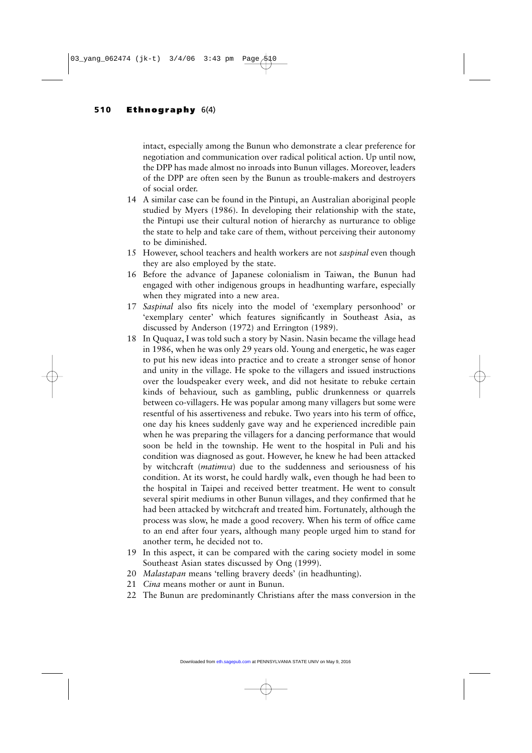intact, especially among the Bunun who demonstrate a clear preference for negotiation and communication over radical political action. Up until now, the DPP has made almost no inroads into Bunun villages. Moreover, leaders of the DPP are often seen by the Bunun as trouble-makers and destroyers of social order.

14 A similar case can be found in the Pintupi, an Australian aboriginal people studied by Myers (1986). In developing their relationship with the state, the Pintupi use their cultural notion of hierarchy as nurturance to oblige the state to help and take care of them, without perceiving their autonomy to be diminished.

15 However, school teachers and health workers are not *saspinal* even though they are also employed by the state.

16 Before the advance of Japanese colonialism in Taiwan, the Bunun had engaged with other indigenous groups in headhunting warfare, especially when they migrated into a new area.

17 *Saspinal* also fits nicely into the model of 'exemplary personhood' or 'exemplary center' which features significantly in Southeast Asia, as discussed by Anderson (1972) and Errington (1989).

18 In Ququaz, I was told such a story by Nasin. Nasin became the village head in 1986, when he was only 29 years old. Young and energetic, he was eager to put his new ideas into practice and to create a stronger sense of honor and unity in the village. He spoke to the villagers and issued instructions over the loudspeaker every week, and did not hesitate to rebuke certain kinds of behaviour, such as gambling, public drunkenness or quarrels between co-villagers. He was popular among many villagers but some were resentful of his assertiveness and rebuke. Two years into his term of office, one day his knees suddenly gave way and he experienced incredible pain when he was preparing the villagers for a dancing performance that would soon be held in the township. He went to the hospital in Puli and his condition was diagnosed as gout. However, he knew he had been attacked by witchcraft (*matimva*) due to the suddenness and seriousness of his condition. At its worst, he could hardly walk, even though he had been to the hospital in Taipei and received better treatment. He went to consult several spirit mediums in other Bunun villages, and they confirmed that he had been attacked by witchcraft and treated him. Fortunately, although the process was slow, he made a good recovery. When his term of office came to an end after four years, although many people urged him to stand for another term, he decided not to.

19 In this aspect, it can be compared with the caring society model in some Southeast Asian states discussed by Ong (1999).

20 *Malastapan* means 'telling bravery deeds' (in headhunting).

21 *Cina* means mother or aunt in Bunun.

22 The Bunun are predominantly Christians after the mass conversion in the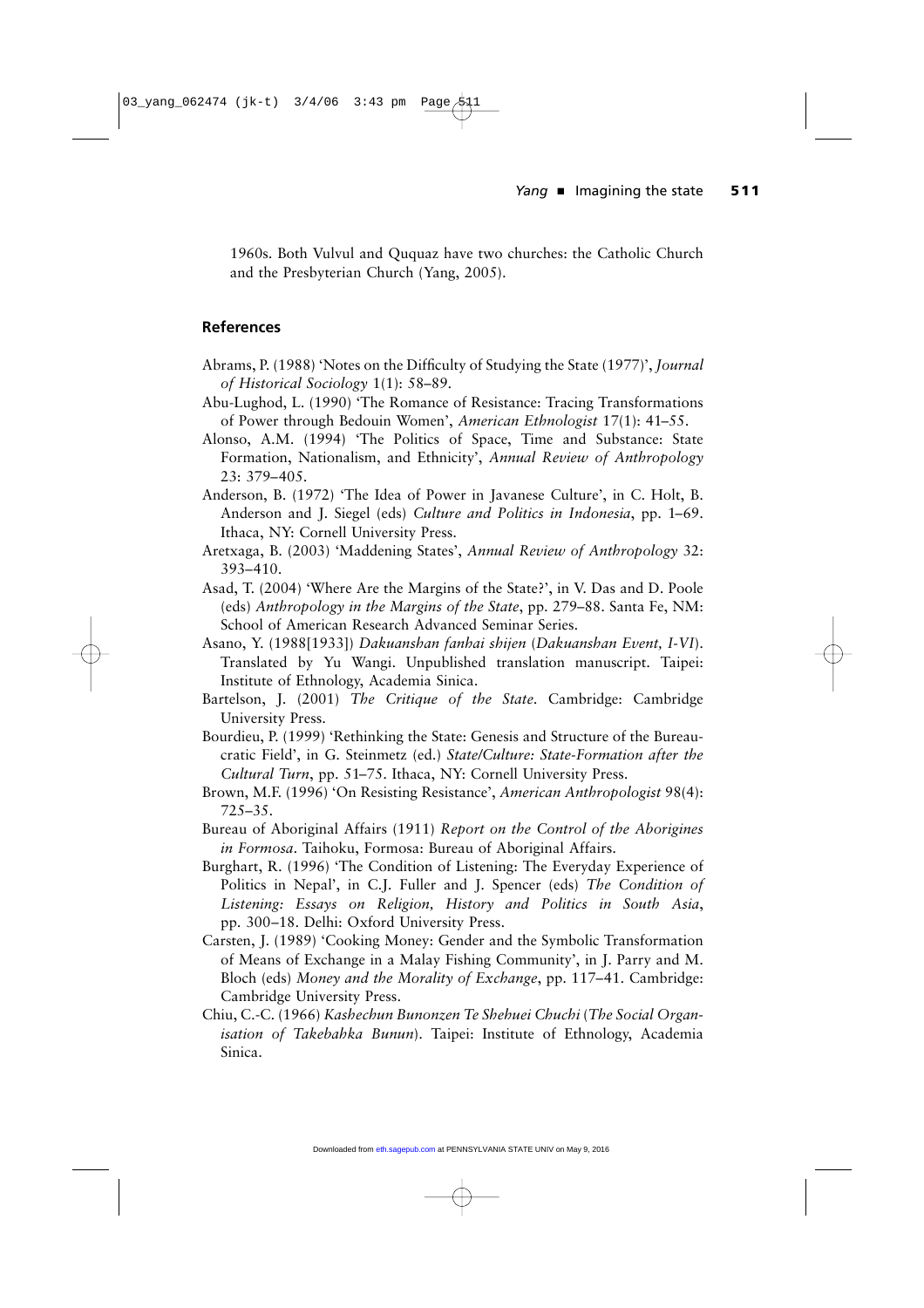1960s. Both Vulvul and Ququaz have two churches: the Catholic Church and the Presbyterian Church (Yang, 2005).

## References

Abrams, P. (1988) 'Notes on the Difficulty of Studying the State (1977)', *Journal of Historical Sociology* 1(1): 58–89.

Abu-Lughod, L. (1990) 'The Romance of Resistance: Tracing Transformations of Power through Bedouin Women', *American Ethnologist* 17(1): 41–55.

Alonso, A.M. (1994) 'The Politics of Space, Time and Substance: State Formation, Nationalism, and Ethnicity', *Annual Review of Anthropology* 23: 379–405.

Anderson, B. (1972) 'The Idea of Power in Javanese Culture', in C. Holt, B. Anderson and J. Siegel (eds) *Culture and Politics in Indonesia*, pp. 1–69. Ithaca, NY: Cornell University Press.

Aretxaga, B. (2003) 'Maddening States', *Annual Review of Anthropology* 32: 393–410.

Asad, T. (2004) 'Where Are the Margins of the State?', in V. Das and D. Poole (eds) *Anthropology in the Margins of the State*, pp. 279–88. Santa Fe, NM: School of American Research Advanced Seminar Series.

Asano, Y. (1988[1933]) *Dakuanshan fanhai shijen* (*Dakuanshan Event, I-VI*). Translated by Yu Wangi. Unpublished translation manuscript. Taipei: Institute of Ethnology, Academia Sinica.

Bartelson, J. (2001) *The Critique of the State*. Cambridge: Cambridge University Press.

Bourdieu, P. (1999) 'Rethinking the State: Genesis and Structure of the Bureaucratic Field', in G. Steinmetz (ed.) *State/Culture: State-Formation after the Cultural Turn*, pp. 51–75. Ithaca, NY: Cornell University Press.

Brown, M.F. (1996) 'On Resisting Resistance', *American Anthropologist* 98(4): 725–35.

Bureau of Aboriginal Affairs (1911) *Report on the Control of the Aborigines in Formosa*. Taihoku, Formosa: Bureau of Aboriginal Affairs.

Burghart, R. (1996) 'The Condition of Listening: The Everyday Experience of Politics in Nepal', in C.J. Fuller and J. Spencer (eds) *The Condition of Listening: Essays on Religion, History and Politics in South Asia*, pp. 300–18. Delhi: Oxford University Press.

Carsten, J. (1989) 'Cooking Money: Gender and the Symbolic Transformation of Means of Exchange in a Malay Fishing Community', in J. Parry and M. Bloch (eds) *Money and the Morality of Exchange*, pp. 117–41. Cambridge: Cambridge University Press.

Chiu, C.-C. (1966) *Kashechun Bunonzen Te Shehuei Chuchi* (*The Social Organisation of Takebahka Bunun*). Taipei: Institute of Ethnology, Academia Sinica.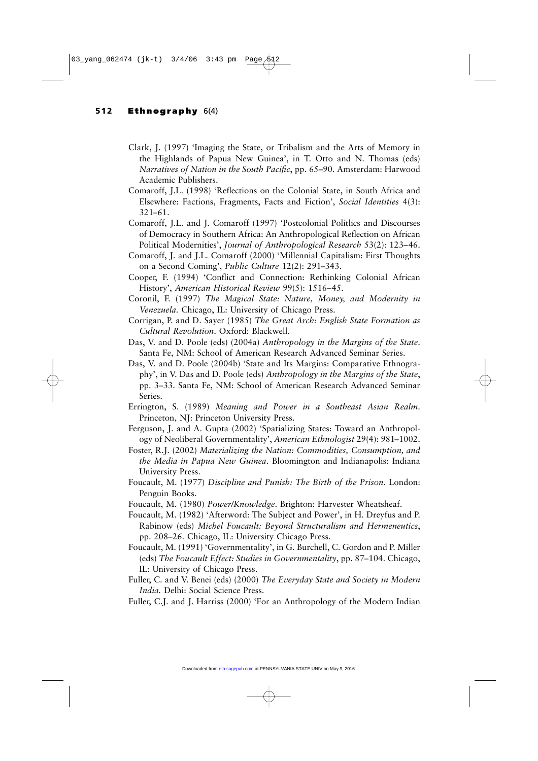Clark, J. (1997) 'Imaging the State, or Tribalism and the Arts of Memory in the Highlands of Papua New Guinea', in T. Otto and N. Thomas (eds) *Narratives of Nation in the South Pacific*, pp. 65–90. Amsterdam: Harwood Academic Publishers.

Comaroff, J.L. (1998) 'Reflections on the Colonial State, in South Africa and Elsewhere: Factions, Fragments, Facts and Fiction', *Social Identities* 4(3): 321–61.

Comaroff, J.L. and J. Comaroff (1997) 'Postcolonial Politlics and Discourses of Democracy in Southern Africa: An Anthropological Reflection on African Political Modernities', *Journal of Anthropological Research* 53(2): 123–46.

Comaroff, J. and J.L. Comaroff (2000) 'Millennial Capitalism: First Thoughts on a Second Coming', *Public Culture* 12(2): 291–343.

Cooper, F. (1994) 'Conflict and Connection: Rethinking Colonial African History', *American Historical Review* 99(5): 1516–45.

Coronil, F. (1997) *The Magical State: Nature, Money, and Modernity in Venezuela*. Chicago, IL: University of Chicago Press.

Corrigan, P. and D. Sayer (1985) *The Great Arch: English State Formation as Cultural Revolution*. Oxford: Blackwell.

Das, V. and D. Poole (eds) (2004a) *Anthropology in the Margins of the State*. Santa Fe, NM: School of American Research Advanced Seminar Series.

Das, V. and D. Poole (2004b) 'State and Its Margins: Comparative Ethnography', in V. Das and D. Poole (eds) *Anthropology in the Margins of the State*, pp. 3–33. Santa Fe, NM: School of American Research Advanced Seminar Series.

Errington, S. (1989) *Meaning and Power in a Southeast Asian Realm*. Princeton, NJ: Princeton University Press.

Ferguson, J. and A. Gupta (2002) 'Spatializing States: Toward an Anthropology of Neoliberal Governmentality', *American Ethnologist* 29(4): 981–1002.

Foster, R.J. (2002) *Materializing the Nation: Commodities, Consumption, and the Media in Papua New Guinea*. Bloomington and Indianapolis: Indiana University Press.

Foucault, M. (1977) *Discipline and Punish: The Birth of the Prison*. London: Penguin Books.

Foucault, M. (1980) *Power/Knowledge*. Brighton: Harvester Wheatsheaf.

Foucault, M. (1982) 'Afterword: The Subject and Power', in H. Dreyfus and P. Rabinow (eds) *Michel Foucault: Beyond Structuralism and Hermeneutics*, pp. 208–26. Chicago, IL: University Chicago Press.

Foucault, M. (1991) 'Governmentality', in G. Burchell, C. Gordon and P. Miller (eds) *The Foucault Effect: Studies in Governmentality*, pp. 87–104. Chicago, IL: University of Chicago Press.

Fuller, C. and V. Benei (eds) (2000) *The Everyday State and Society in Modern India.* Delhi: Social Science Press.

Fuller, C.J. and J. Harriss (2000) 'For an Anthropology of the Modern Indian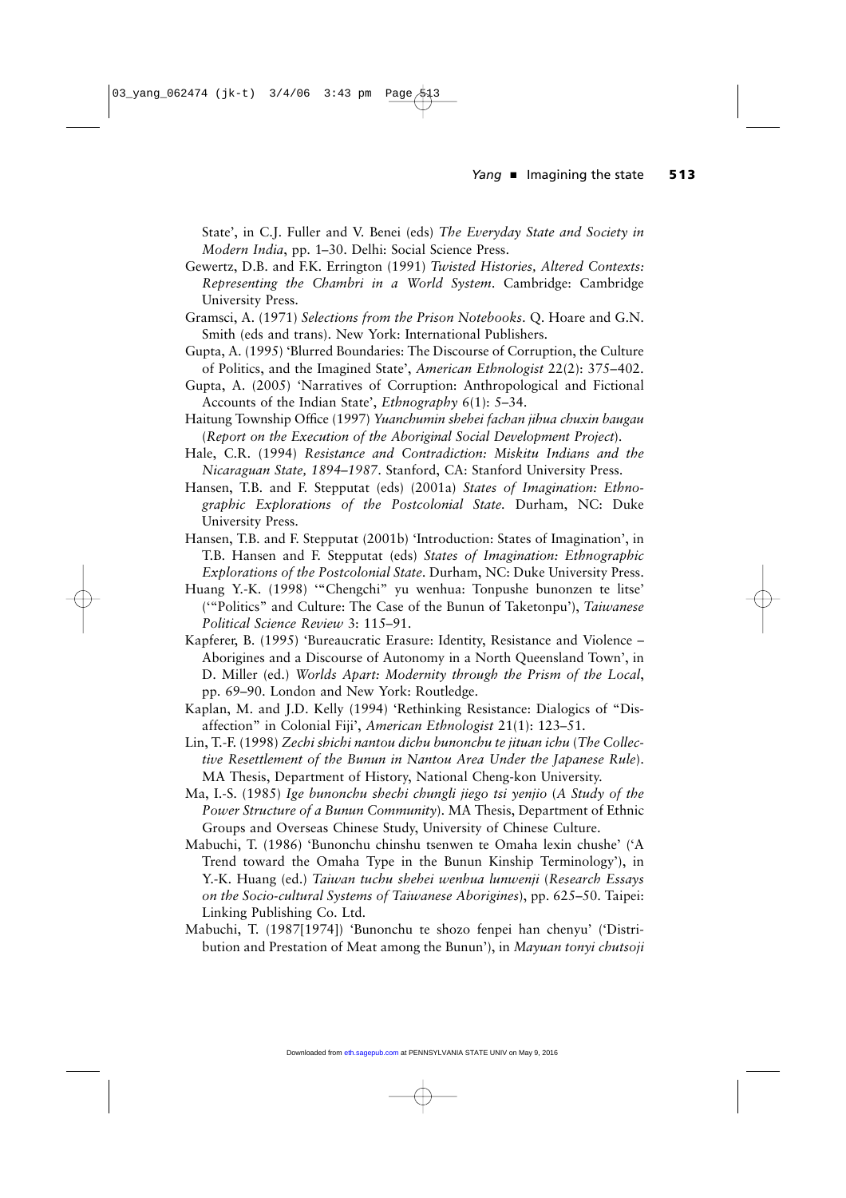State', in C.J. Fuller and V. Benei (eds) *The Everyday State and Society in Modern India*, pp. 1–30. Delhi: Social Science Press.

Gewertz, D.B. and F.K. Errington (1991) *Twisted Histories, Altered Contexts: Representing the Chambri in a World System*. Cambridge: Cambridge University Press.

Gramsci, A. (1971) *Selections from the Prison Notebooks*. Q. Hoare and G.N. Smith (eds and trans). New York: International Publishers.

Gupta, A. (1995) 'Blurred Boundaries: The Discourse of Corruption, the Culture of Politics, and the Imagined State', *American Ethnologist* 22(2): 375–402.

Gupta, A. (2005) 'Narratives of Corruption: Anthropological and Fictional Accounts of the Indian State', *Ethnography* 6(1): 5–34.

Haitung Township Office (1997) *Yuanchumin shehei fachan jihua chuxin baugau* (*Report on the Execution of the Aboriginal Social Development Project*).

Hale, C.R. (1994) *Resistance and Contradiction: Miskitu Indians and the Nicaraguan State, 1894–1987*. Stanford, CA: Stanford University Press.

Hansen, T.B. and F. Stepputat (eds) (2001a) *States of Imagination: Ethnographic Explorations of the Postcolonial State*. Durham, NC: Duke University Press.

Hansen, T.B. and F. Stepputat (2001b) 'Introduction: States of Imagination', in T.B. Hansen and F. Stepputat (eds) *States of Imagination: Ethnographic Explorations of the Postcolonial State*. Durham, NC: Duke University Press.

Huang Y.-K. (1998) '"Chengchi" yu wenhua: Tonpushe bunonzen te litse' ('"Politics" and Culture: The Case of the Bunun of Taketonpu'), *Taiwanese Political Science Review* 3: 115–91.

Kapferer, B. (1995) 'Bureaucratic Erasure: Identity, Resistance and Violence – Aborigines and a Discourse of Autonomy in a North Queensland Town', in D. Miller (ed.) *Worlds Apart: Modernity through the Prism of the Local*, pp. 69–90. London and New York: Routledge.

Kaplan, M. and J.D. Kelly (1994) 'Rethinking Resistance: Dialogics of "Disaffection" in Colonial Fiji', *American Ethnologist* 21(1): 123–51.

Lin, T.-F. (1998) *Zechi shichi nantou dichu bunonchu te jituan ichu* (*The Collective Resettlement of the Bunun in Nantou Area Under the Japanese Rule*). MA Thesis, Department of History, National Cheng-kon University.

Ma, I.-S. (1985) *Ige bunonchu shechi chungli jiego tsi yenjio* (*A Study of the Power Structure of a Bunun Community*). MA Thesis, Department of Ethnic Groups and Overseas Chinese Study, University of Chinese Culture.

Mabuchi, T. (1986) 'Bunonchu chinshu tsenwen te Omaha lexin chushe' ('A Trend toward the Omaha Type in the Bunun Kinship Terminology'), in Y.-K. Huang (ed.) *Taiwan tuchu shehei wenhua lunwenji* (*Research Essays on the Socio-cultural Systems of Taiwanese Aborigines*), pp. 625–50. Taipei: Linking Publishing Co. Ltd.

Mabuchi, T. (1987[1974]) 'Bunonchu te shozo fenpei han chenyu' ('Distribution and Prestation of Meat among the Bunun'), in *Mayuan tonyi chutsoji*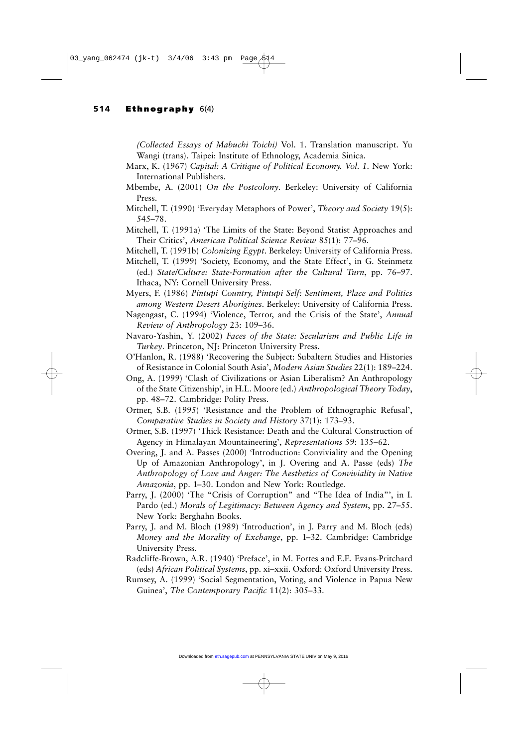*(Collected Essays of Mabuchi Toichi)* Vol. 1. Translation manuscript. Yu Wangi (trans). Taipei: Institute of Ethnology, Academia Sinica.

Marx, K. (1967) *Capital: A Critique of Political Economy. Vol. 1*. New York: International Publishers.

Mbembe, A. (2001) *On the Postcolony*. Berkeley: University of California Press.

Mitchell, T. (1990) 'Everyday Metaphors of Power', *Theory and Society* 19(5): 545–78.

Mitchell, T. (1991a) 'The Limits of the State: Beyond Statist Approaches and Their Critics', *American Political Science Review* 85(1): 77–96.

Mitchell, T. (1991b) *Colonizing Egypt*. Berkeley: University of California Press.

Mitchell, T. (1999) 'Society, Economy, and the State Effect', in G. Steinmetz (ed.) *State/Culture: State-Formation after the Cultural Turn*, pp. 76–97. Ithaca, NY: Cornell University Press.

Myers, F. (1986) *Pintupi Country, Pintupi Self: Sentiment, Place and Politics among Western Desert Aborigines*. Berkeley: University of California Press.

Nagengast, C. (1994) 'Violence, Terror, and the Crisis of the State', *Annual Review of Anthropology* 23: 109–36.

Navaro-Yashin, Y. (2002) *Faces of the State: Secularism and Public Life in Turkey*. Princeton, NJ: Princeton University Press.

O'Hanlon, R. (1988) 'Recovering the Subject: Subaltern Studies and Histories of Resistance in Colonial South Asia', *Modern Asian Studies* 22(1): 189–224.

Ong, A. (1999) 'Clash of Civilizations or Asian Liberalism? An Anthropology of the State Citizenship', in H.L. Moore (ed.) *Anthropological Theory Today*, pp. 48–72. Cambridge: Polity Press.

Ortner, S.B. (1995) 'Resistance and the Problem of Ethnographic Refusal', *Comparative Studies in Society and History* 37(1): 173–93.

Ortner, S.B. (1997) 'Thick Resistance: Death and the Cultural Construction of Agency in Himalayan Mountaineering', *Representations* 59: 135–62.

Overing, J. and A. Passes (2000) 'Introduction: Conviviality and the Opening Up of Amazonian Anthropology', in J. Overing and A. Passe (eds) *The Anthropology of Love and Anger: The Aesthetics of Conviviality in Native Amazonia*, pp. 1–30. London and New York: Routledge.

Parry, J. (2000) 'The "Crisis of Corruption" and "The Idea of India"', in I. Pardo (ed.) *Morals of Legitimacy: Between Agency and System*, pp. 27–55. New York: Berghahn Books.

Parry, J. and M. Bloch (1989) 'Introduction', in J. Parry and M. Bloch (eds) *Money and the Morality of Exchange*, pp. 1–32. Cambridge: Cambridge University Press.

Radcliffe-Brown, A.R. (1940) 'Preface', in M. Fortes and E.E. Evans-Pritchard (eds) *African Political Systems*, pp. xi–xxii. Oxford: Oxford University Press.

Rumsey, A. (1999) 'Social Segmentation, Voting, and Violence in Papua New Guinea', *The Contemporary Pacific* 11(2): 305–33.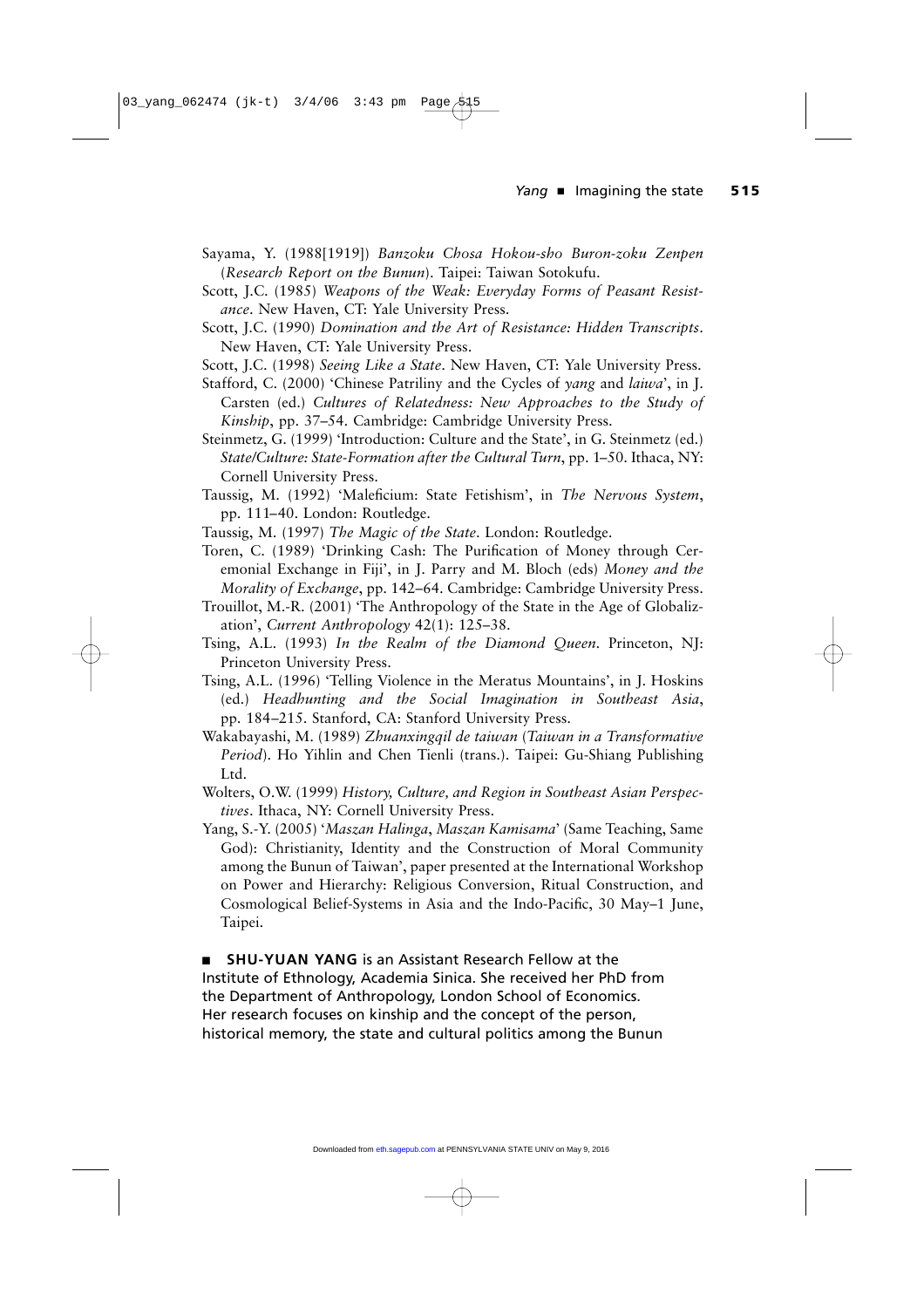Sayama, Y. (1988[1919]) *Banzoku Chosa Hokou-sho Buron-zoku Zenpen* (*Research Report on the Bunun*). Taipei: Taiwan Sotokufu.

Scott, J.C. (1985) *Weapons of the Weak: Everyday Forms of Peasant Resistance*. New Haven, CT: Yale University Press.

Scott, J.C. (1990) *Domination and the Art of Resistance: Hidden Transcripts*. New Haven, CT: Yale University Press.

Scott, J.C. (1998) *Seeing Like a State*. New Haven, CT: Yale University Press.

Stafford, C. (2000) 'Chinese Patriliny and the Cycles of *yang* and *laiwa*', in J. Carsten (ed.) *Cultures of Relatedness: New Approaches to the Study of Kinship*, pp. 37–54. Cambridge: Cambridge University Press.

Steinmetz, G. (1999) 'Introduction: Culture and the State', in G. Steinmetz (ed.) *State/Culture: State-Formation after the Cultural Turn*, pp. 1–50. Ithaca, NY: Cornell University Press.

Taussig, M. (1992) 'Maleficium: State Fetishism', in *The Nervous System*, pp. 111–40. London: Routledge.

Taussig, M. (1997) *The Magic of the State*. London: Routledge.

Toren, C. (1989) 'Drinking Cash: The Purification of Money through Ceremonial Exchange in Fiji', in J. Parry and M. Bloch (eds) *Money and the Morality of Exchange*, pp. 142–64. Cambridge: Cambridge University Press.

Trouillot, M.-R. (2001) 'The Anthropology of the State in the Age of Globalization', *Current Anthropology* 42(1): 125–38.

Tsing, A.L. (1993) *In the Realm of the Diamond Queen*. Princeton, NJ: Princeton University Press.

Tsing, A.L. (1996) 'Telling Violence in the Meratus Mountains', in J. Hoskins (ed.) *Headhunting and the Social Imagination in Southeast Asia*, pp. 184–215. Stanford, CA: Stanford University Press.

Wakabayashi, M. (1989) *Zhuanxingqil de taiwan* (*Taiwan in a Transformative Period*). Ho Yihlin and Chen Tienli (trans.). Taipei: Gu-Shiang Publishing Ltd.

Wolters, O.W. (1999) *History, Culture, and Region in Southeast Asian Perspectives*. Ithaca, NY: Cornell University Press.

Yang, S.-Y. (2005) '*Maszan Halinga*, *Maszan Kamisama*' (Same Teaching, Same God): Christianity, Identity and the Construction of Moral Community among the Bunun of Taiwan', paper presented at the International Workshop on Power and Hierarchy: Religious Conversion, Ritual Construction, and Cosmological Belief-Systems in Asia and the Indo-Pacific, 30 May–1 June, Taipei.

■ **SHU-YUAN YANG** is an Assistant Research Fellow at the Institute of Ethnology, Academia Sinica. She received her PhD from the Department of Anthropology, London School of Economics. Her research focuses on kinship and the concept of the person, historical memory, the state and cultural politics among the Bunun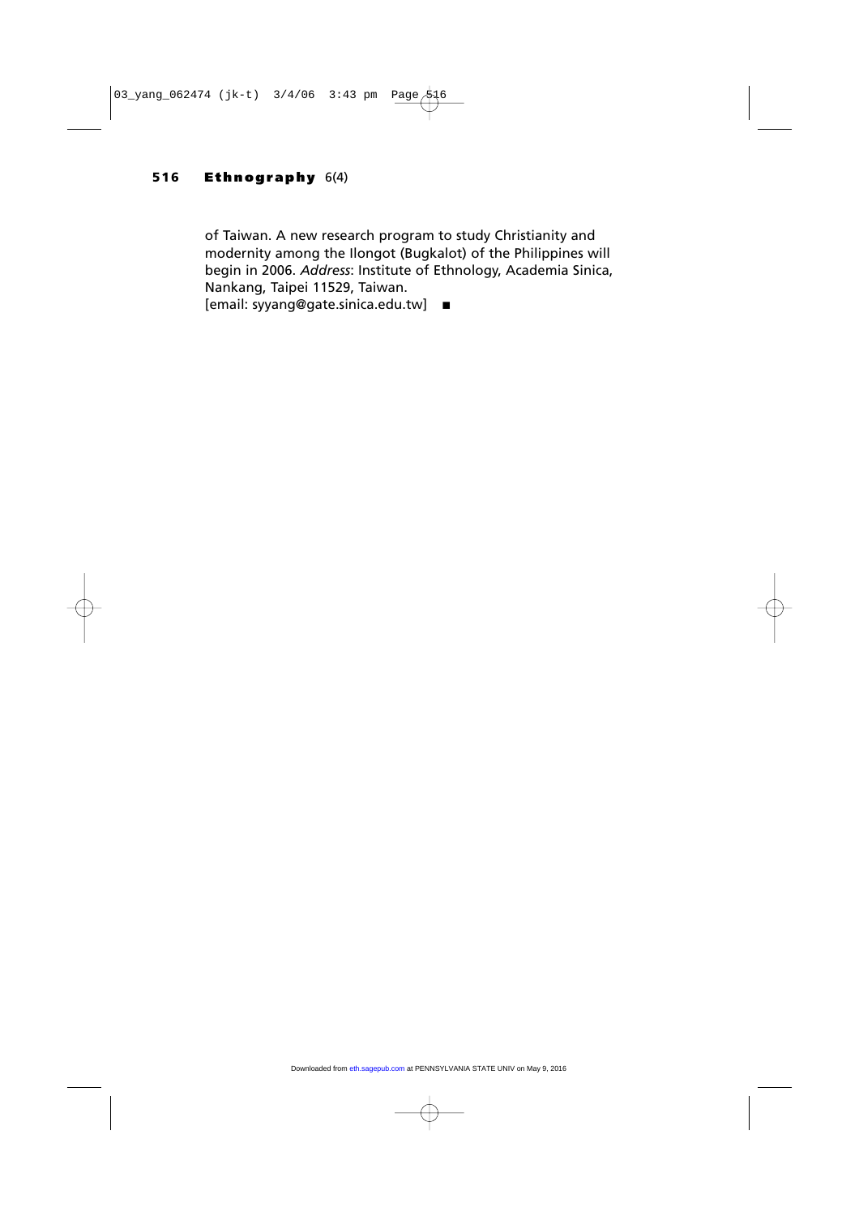of Taiwan. A new research program to study Christianity and modernity among the Ilongot (Bugkalot) of the Philippines will begin in 2006. *Address*: Institute of Ethnology, Academia Sinica, Nankang, Taipei 11529, Taiwan.
[email: syyang@gate.sinica.edu.tw] ■